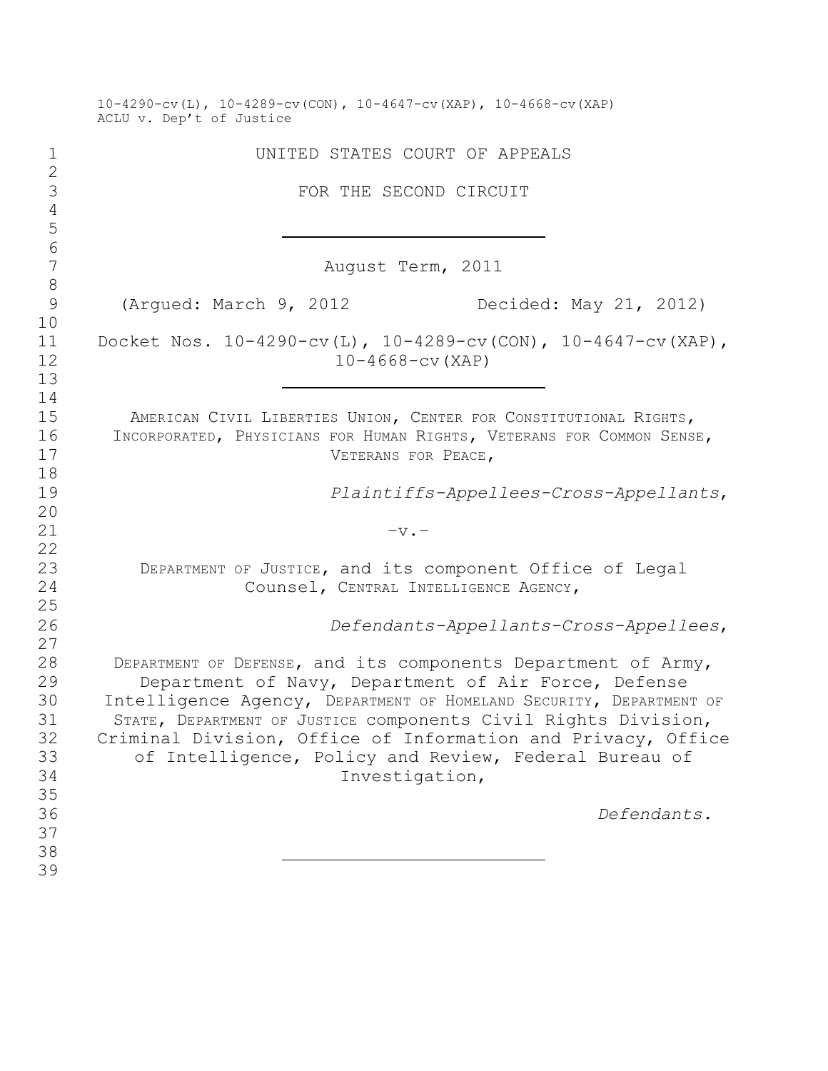10-4290-cv(L), 10-4289-cv(CON), 10-4647-cv(XAP), 10-4668-cv(XAP)
ACLU v. Dep't of Justice

UNITED STATES COURT OF APPEALS

FOR THE SECOND CIRCUIT

---

August Term, 2011

(Argued: March 9, 2012) Decided: May 21, 2012)

Docket Nos. 10-4290-cv(L), 10-4289-cv(CON), 10-4647-cv(XAP), 10-4668-cv(XAP)

---

AMERICAN CIVIL LIBERTIES UNION, CENTER FOR CONSTITUTIONAL RIGHTS, INCORPORATED, PHYSICIANS FOR HUMAN RIGHTS, VETERANS FOR COMMON SENSE, VETERANS FOR PEACE,

*Plaintiffs-Appellees-Cross-Appellants*,

–v.–

DEPARTMENT OF JUSTICE, and its component Office of Legal Counsel, CENTRAL INTELLIGENCE AGENCY,

*Defendants-Appellants-Cross-Appellees*,

DEPARTMENT OF DEFENSE, and its components Department of Army, Department of Navy, Department of Air Force, Defense Intelligence Agency, DEPARTMENT OF HOMELAND SECURITY, DEPARTMENT OF STATE, DEPARTMENT OF JUSTICE components Civil Rights Division, Criminal Division, Office of Information and Privacy, Office of Intelligence, Policy and Review, Federal Bureau of Investigation,

*Defendants*.

---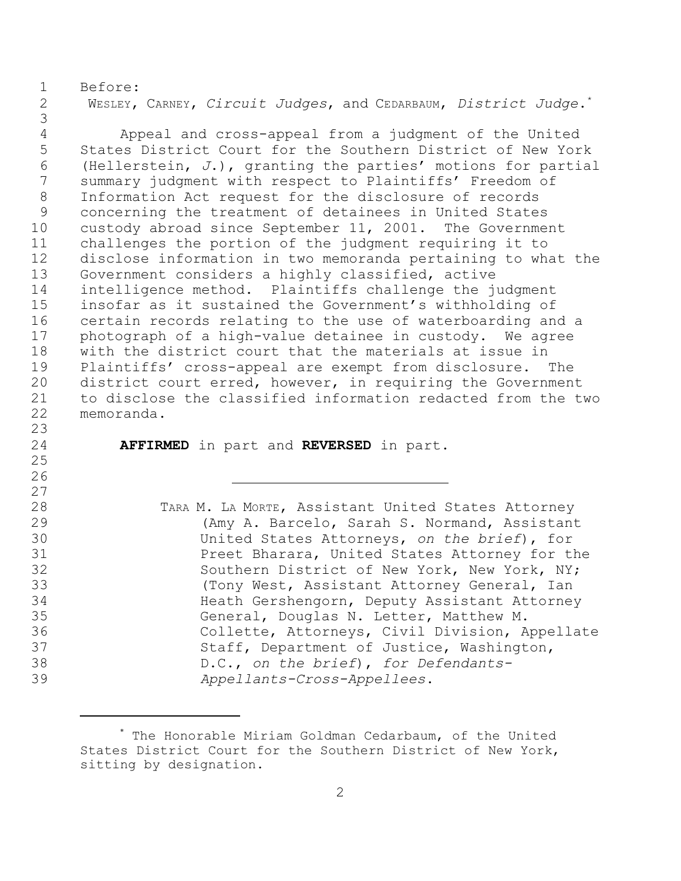Before:
WESLEY, CARNEY, *Circuit Judges*, and CEDARBAUM, *District Judge*.[*]

Appeal and cross-appeal from a judgment of the United States District Court for the Southern District of New York (Hellerstein, *J.*), granting the parties' motions for partial summary judgment with respect to Plaintiffs' Freedom of Information Act request for the disclosure of records concerning the treatment of detainees in United States custody abroad since September 11, 2001. The Government challenges the portion of the judgment requiring it to disclose information in two memoranda pertaining to what the Government considers a highly classified, active intelligence method. Plaintiffs challenge the judgment insofar as it sustained the Government's withholding of certain records relating to the use of waterboarding and a photograph of a high-value detainee in custody. We agree with the district court that the materials at issue in Plaintiffs' cross-appeal are exempt from disclosure. The district court erred, however, in requiring the Government to disclose the classified information redacted from the two memoranda.

**AFFIRMED** in part and **REVERSED** in part.

---

TARA M. LA MORTE, Assistant United States Attorney (Amy A. Barcelo, Sarah S. Normand, Assistant United States Attorneys, *on the brief*), for Preet Bharara, United States Attorney for the Southern District of New York, New York, NY; (Tony West, Assistant Attorney General, Ian Heath Gershengorn, Deputy Assistant Attorney General, Douglas N. Letter, Matthew M. Collette, Attorneys, Civil Division, Appellate Staff, Department of Justice, Washington, D.C., *on the brief*), *for Defendants-Appellants-Cross-Appellees*.

---

[*] The Honorable Miriam Goldman Cedarbaum, of the United States District Court for the Southern District of New York, sitting by designation.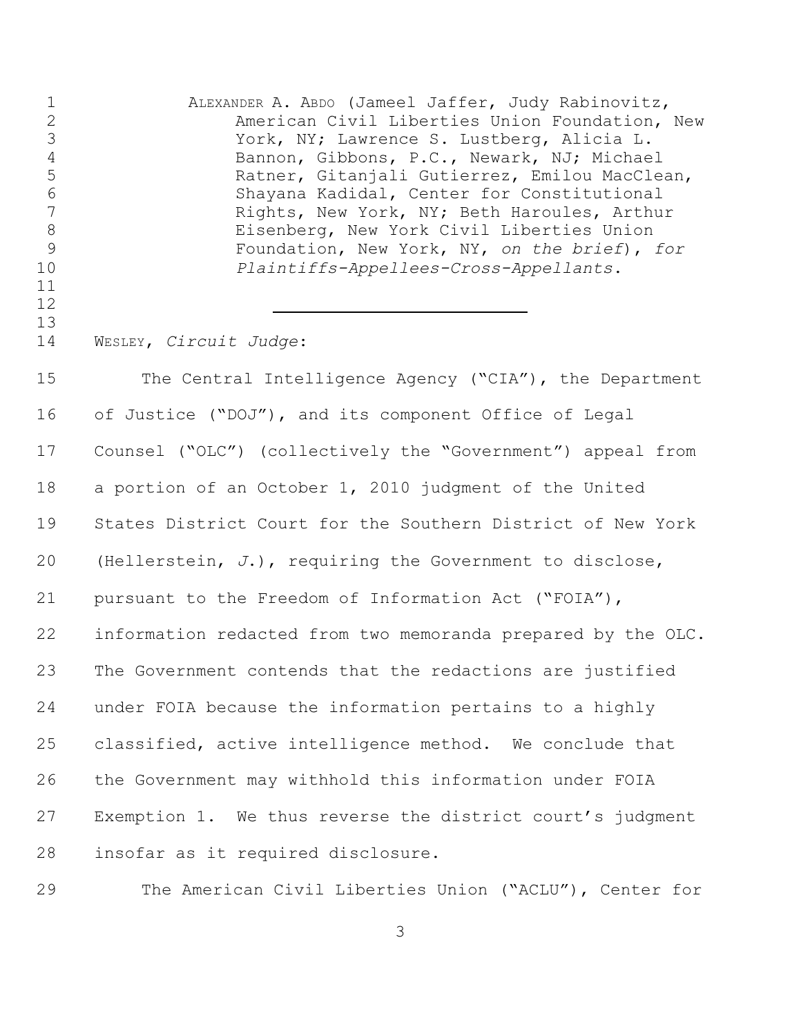ALEXANDER A. ABDO (Jameel Jaffer, Judy Rabinovitz, American Civil Liberties Union Foundation, New York, NY; Lawrence S. Lustberg, Alicia L. Bannon, Gibbons, P.C., Newark, NJ; Michael Ratner, Gitanjali Gutierrez, Emilou MacClean, Shayana Kadidal, Center for Constitutional Rights, New York, NY; Beth Haroules, Arthur Eisenberg, New York Civil Liberties Union Foundation, New York, NY, *on the brief*), *for Plaintiffs-Appellees-Cross-Appellants*.

---

WESLEY, *Circuit Judge*:

The Central Intelligence Agency ("CIA"), the Department of Justice ("DOJ"), and its component Office of Legal Counsel ("OLC") (collectively the "Government") appeal from a portion of an October 1, 2010 judgment of the United States District Court for the Southern District of New York (Hellerstein, *J.*), requiring the Government to disclose, pursuant to the Freedom of Information Act ("FOIA"), information redacted from two memoranda prepared by the OLC. The Government contends that the redactions are justified under FOIA because the information pertains to a highly classified, active intelligence method. We conclude that the Government may withhold this information under FOIA Exemption 1. We thus reverse the district court's judgment insofar as it required disclosure.

The American Civil Liberties Union ("ACLU"), Center for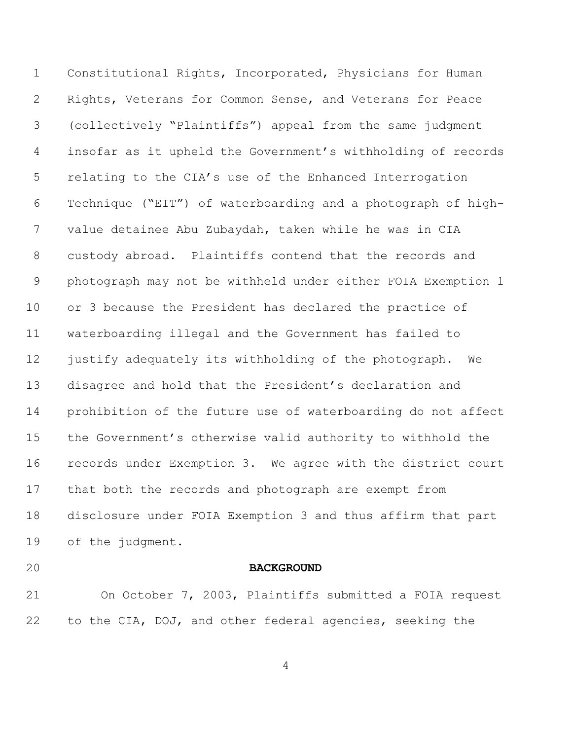Constitutional Rights, Incorporated, Physicians for Human Rights, Veterans for Common Sense, and Veterans for Peace (collectively "Plaintiffs") appeal from the same judgment insofar as it upheld the Government's withholding of records relating to the CIA's use of the Enhanced Interrogation Technique ("EIT") of waterboarding and a photograph of high-value detainee Abu Zubaydah, taken while he was in CIA custody abroad. Plaintiffs contend that the records and photograph may not be withheld under either FOIA Exemption 1 or 3 because the President has declared the practice of waterboarding illegal and the Government has failed to justify adequately its withholding of the photograph. We disagree and hold that the President's declaration and prohibition of the future use of waterboarding do not affect the Government's otherwise valid authority to withhold the records under Exemption 3. We agree with the district court that both the records and photograph are exempt from disclosure under FOIA Exemption 3 and thus affirm that part of the judgment.

**BACKGROUND**

On October 7, 2003, Plaintiffs submitted a FOIA request to the CIA, DOJ, and other federal agencies, seeking the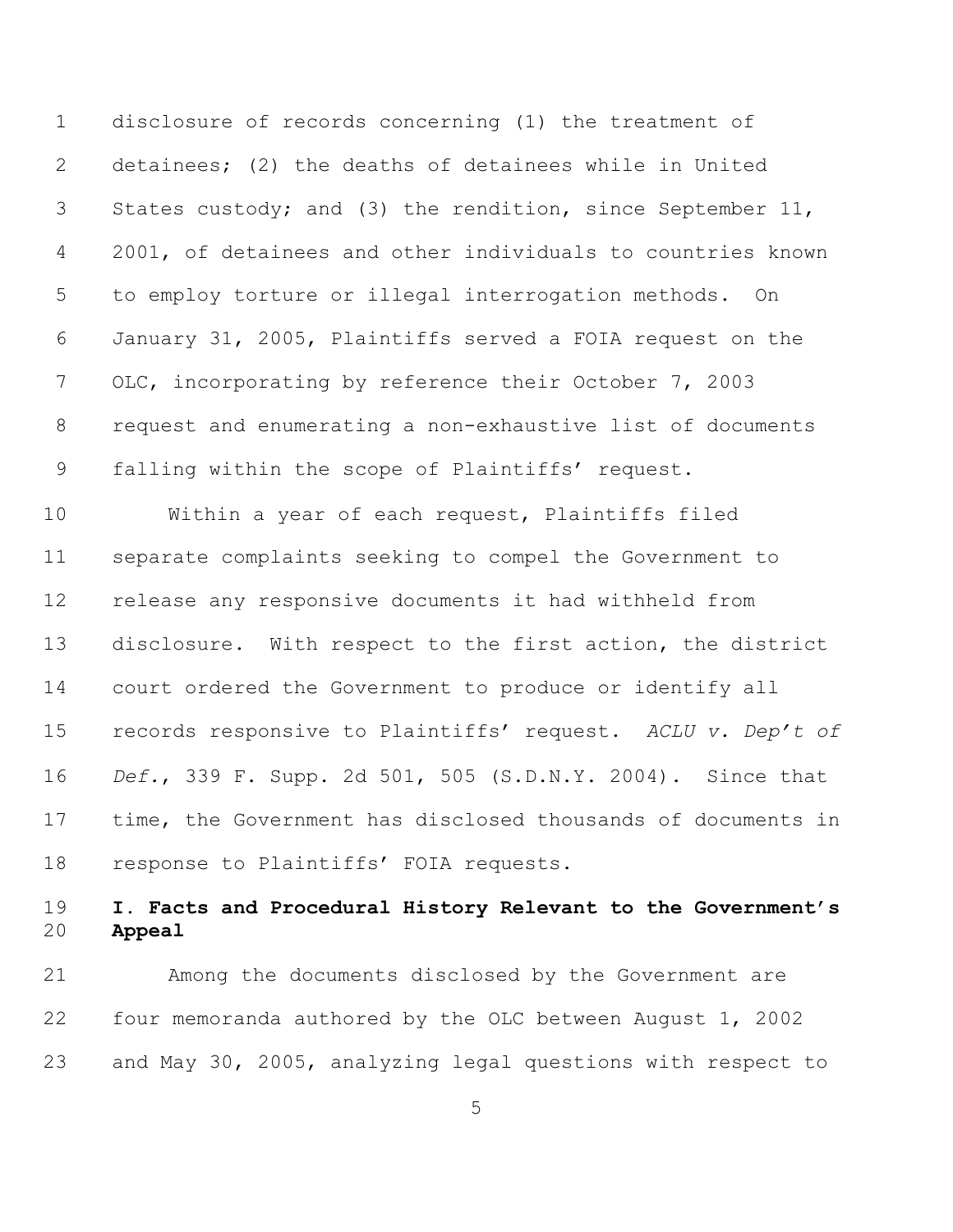disclosure of records concerning (1) the treatment of detainees; (2) the deaths of detainees while in United States custody; and (3) the rendition, since September 11, 2001, of detainees and other individuals to countries known to employ torture or illegal interrogation methods. On January 31, 2005, Plaintiffs served a FOIA request on the OLC, incorporating by reference their October 7, 2003 request and enumerating a non-exhaustive list of documents falling within the scope of Plaintiffs' request.

Within a year of each request, Plaintiffs filed separate complaints seeking to compel the Government to release any responsive documents it had withheld from disclosure. With respect to the first action, the district court ordered the Government to produce or identify all records responsive to Plaintiffs' request. *ACLU v. Dep't of Def.*, 339 F. Supp. 2d 501, 505 (S.D.N.Y. 2004). Since that time, the Government has disclosed thousands of documents in response to Plaintiffs' FOIA requests.

## I. Facts and Procedural History Relevant to the Government's Appeal

Among the documents disclosed by the Government are four memoranda authored by the OLC between August 1, 2002 and May 30, 2005, analyzing legal questions with respect to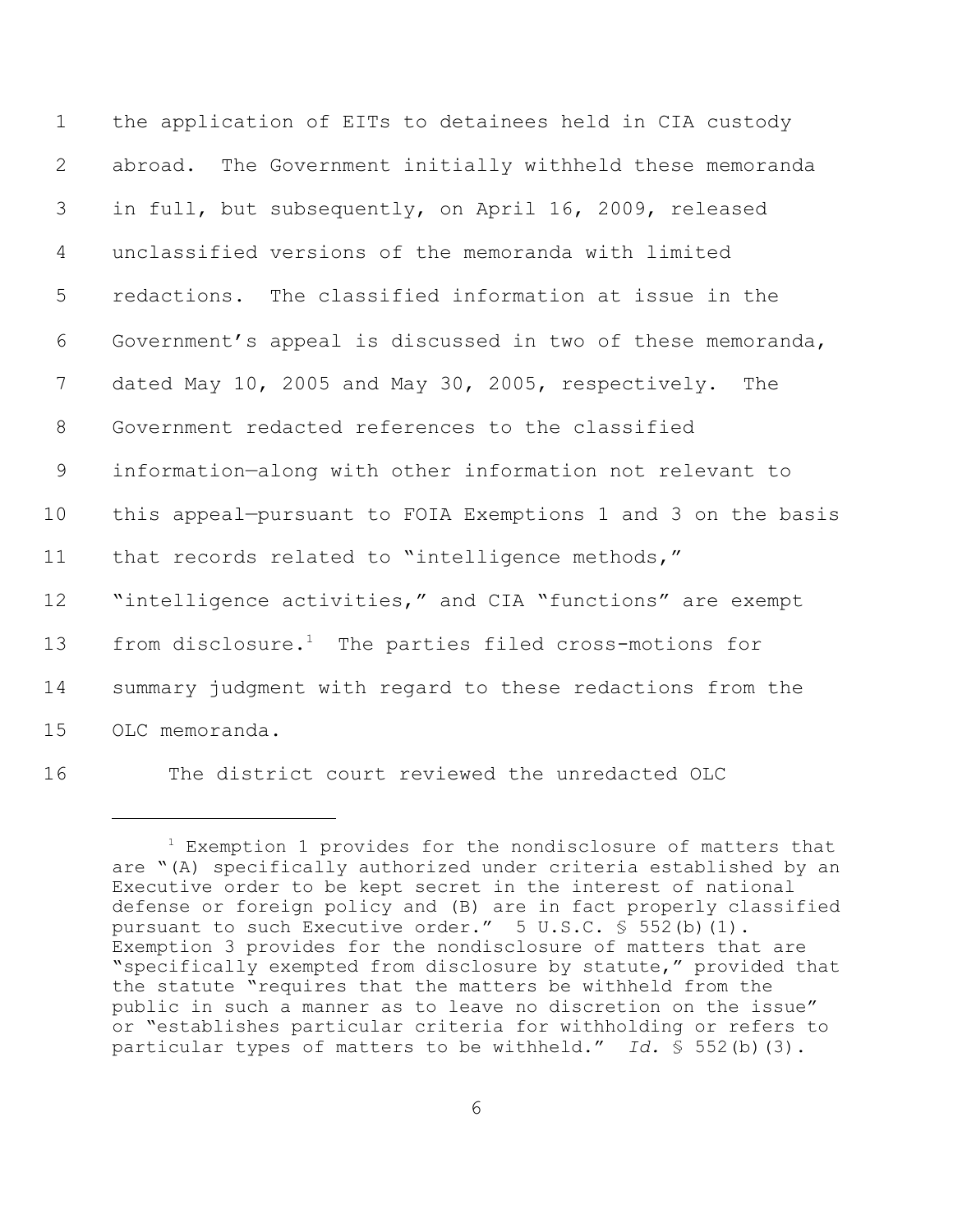the application of EITs to detainees held in CIA custody abroad. The Government initially withheld these memoranda in full, but subsequently, on April 16, 2009, released unclassified versions of the memoranda with limited redactions. The classified information at issue in the Government's appeal is discussed in two of these memoranda, dated May 10, 2005 and May 30, 2005, respectively. The Government redacted references to the classified information—along with other information not relevant to this appeal—pursuant to FOIA Exemptions 1 and 3 on the basis that records related to "intelligence methods," "intelligence activities," and CIA "functions" are exempt from disclosure.[1] The parties filed cross-motions for summary judgment with regard to these redactions from the OLC memoranda.

The district court reviewed the unredacted OLC

---

[1] Exemption 1 provides for the nondisclosure of matters that are "(A) specifically authorized under criteria established by an Executive order to be kept secret in the interest of national defense or foreign policy and (B) are in fact properly classified pursuant to such Executive order." 5 U.S.C. § 552(b)(1). Exemption 3 provides for the nondisclosure of matters that are "specifically exempted from disclosure by statute," provided that the statute "requires that the matters be withheld from the public in such a manner as to leave no discretion on the issue" or "establishes particular criteria for withholding or refers to particular types of matters to be withheld." *Id.* § 552(b)(3).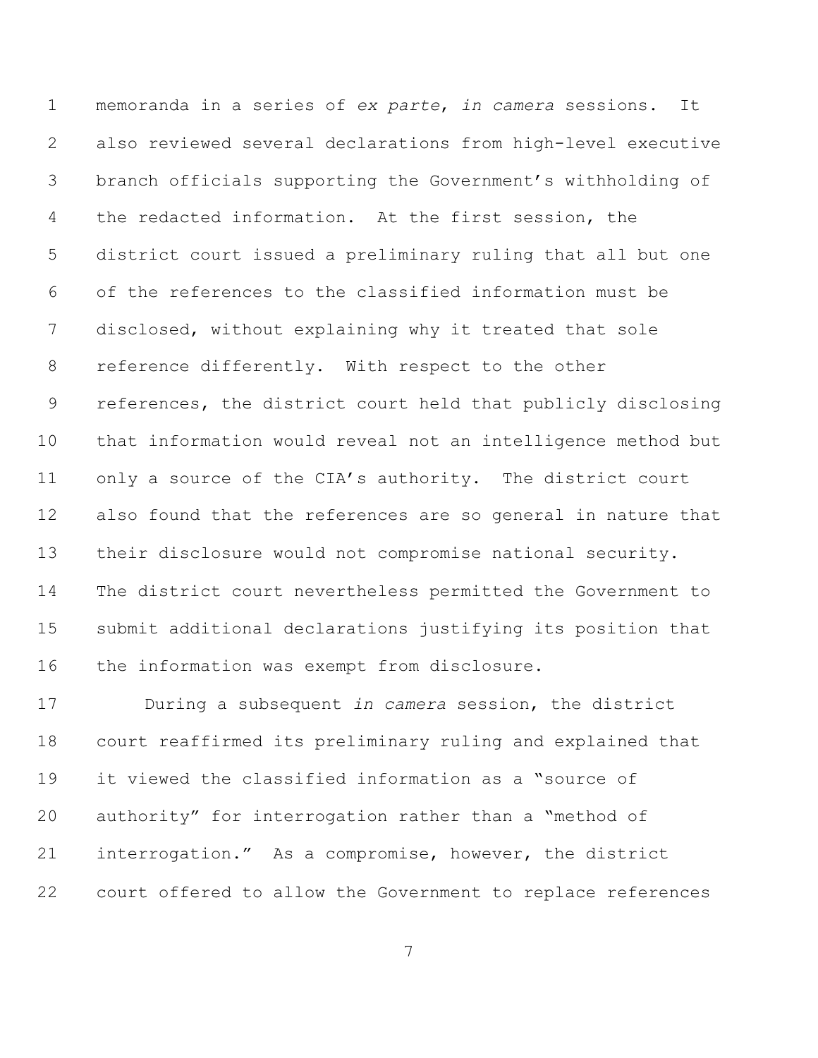memoranda in a series of *ex parte*, *in camera* sessions. It also reviewed several declarations from high-level executive branch officials supporting the Government's withholding of the redacted information. At the first session, the district court issued a preliminary ruling that all but one of the references to the classified information must be disclosed, without explaining why it treated that sole reference differently. With respect to the other references, the district court held that publicly disclosing that information would reveal not an intelligence method but only a source of the CIA's authority. The district court also found that the references are so general in nature that their disclosure would not compromise national security. The district court nevertheless permitted the Government to submit additional declarations justifying its position that the information was exempt from disclosure.

During a subsequent *in camera* session, the district court reaffirmed its preliminary ruling and explained that it viewed the classified information as a "source of authority" for interrogation rather than a "method of interrogation." As a compromise, however, the district court offered to allow the Government to replace references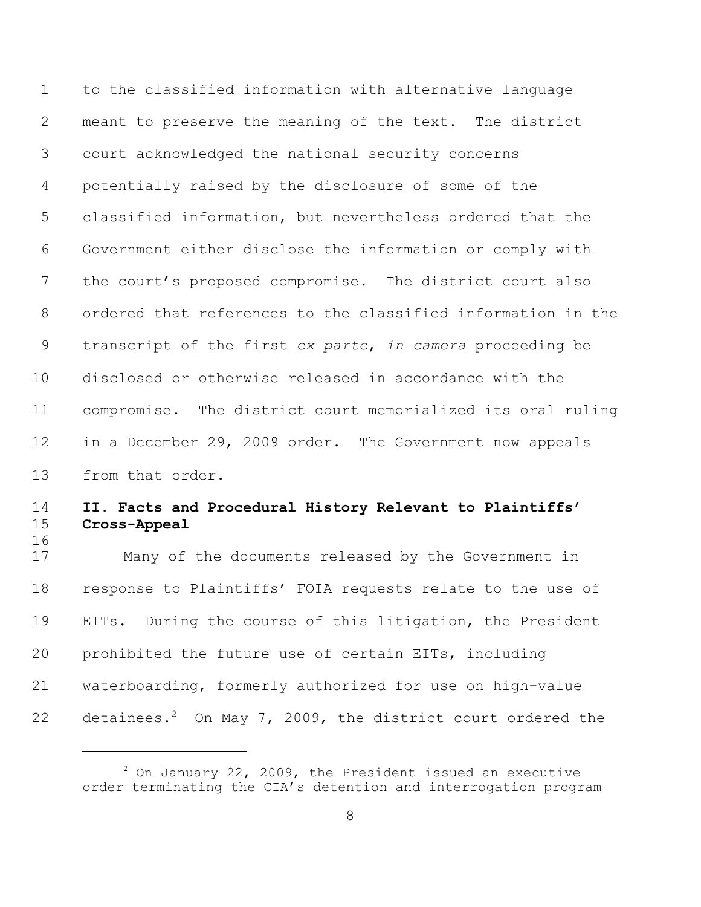to the classified information with alternative language meant to preserve the meaning of the text. The district court acknowledged the national security concerns potentially raised by the disclosure of some of the classified information, but nevertheless ordered that the Government either disclose the information or comply with the court's proposed compromise. The district court also ordered that references to the classified information in the transcript of the first *ex parte*, *in camera* proceeding be disclosed or otherwise released in accordance with the compromise. The district court memorialized its oral ruling in a December 29, 2009 order. The Government now appeals from that order.

## II. Facts and Procedural History Relevant to Plaintiffs' Cross-Appeal

Many of the documents released by the Government in response to Plaintiffs' FOIA requests relate to the use of EITs. During the course of this litigation, the President prohibited the future use of certain EITs, including waterboarding, formerly authorized for use on high-value detainees.[2] On May 7, 2009, the district court ordered the

---

[2] On January 22, 2009, the President issued an executive order terminating the CIA's detention and interrogation program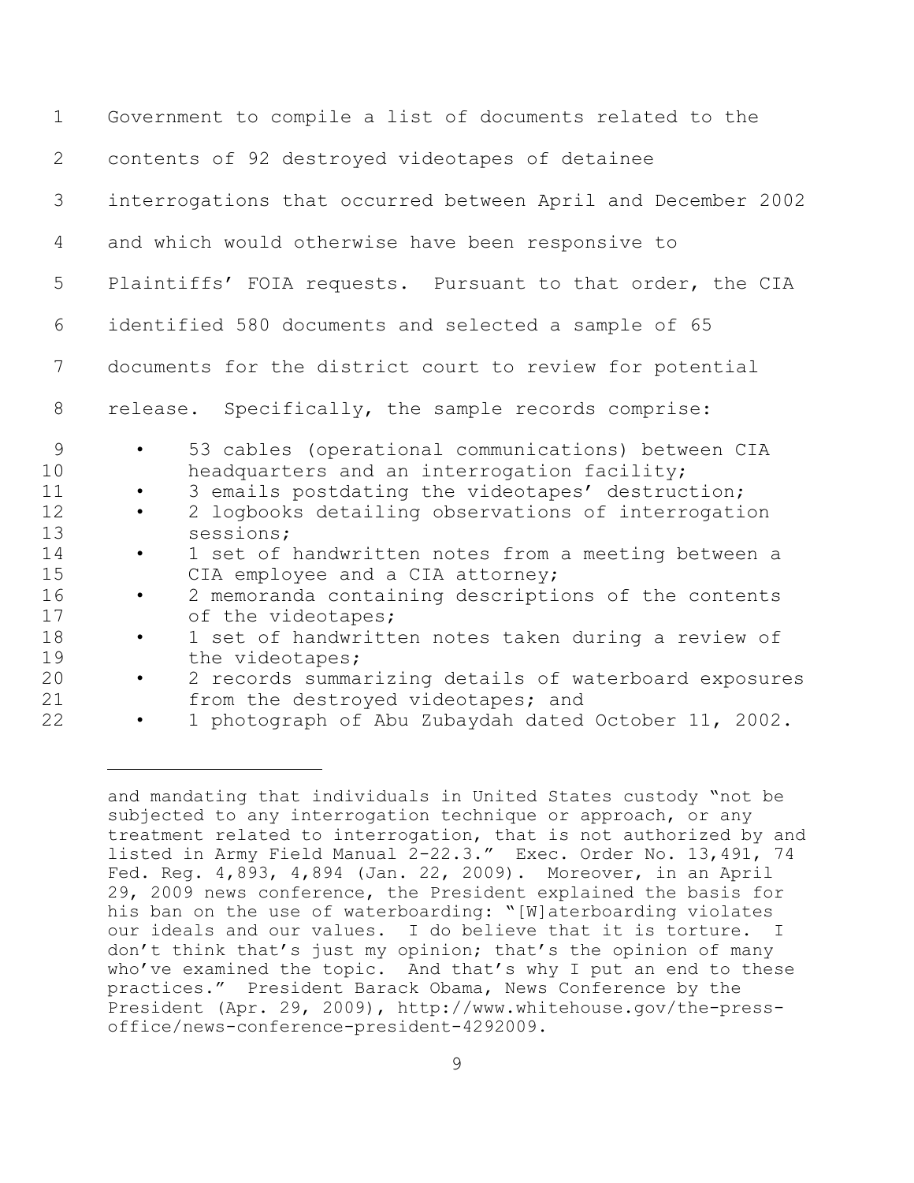Government to compile a list of documents related to the contents of 92 destroyed videotapes of detainee interrogations that occurred between April and December 2002 and which would otherwise have been responsive to Plaintiffs' FOIA requests. Pursuant to that order, the CIA identified 580 documents and selected a sample of 65 documents for the district court to review for potential release. Specifically, the sample records comprise:

- 53 cables (operational communications) between CIA headquarters and an interrogation facility;
- 3 emails postdating the videotapes' destruction;
- 2 logbooks detailing observations of interrogation sessions;
- 1 set of handwritten notes from a meeting between a CIA employee and a CIA attorney;
- 2 memoranda containing descriptions of the contents of the videotapes;
- 1 set of handwritten notes taken during a review of the videotapes;
- 2 records summarizing details of waterboard exposures from the destroyed videotapes; and
- 1 photograph of Abu Zubaydah dated October 11, 2002.

---

and mandating that individuals in United States custody "not be subjected to any interrogation technique or approach, or any treatment related to interrogation, that is not authorized by and listed in Army Field Manual 2-22.3." Exec. Order No. 13,491, 74 Fed. Reg. 4,893, 4,894 (Jan. 22, 2009). Moreover, in an April 29, 2009 news conference, the President explained the basis for his ban on the use of waterboarding: "[W]aterboarding violates our ideals and our values. I do believe that it is torture. I don't think that's just my opinion; that's the opinion of many who've examined the topic. And that's why I put an end to these practices." President Barack Obama, News Conference by the President (Apr. 29, 2009), http://www.whitehouse.gov/the-press-office/news-conference-president-4292009.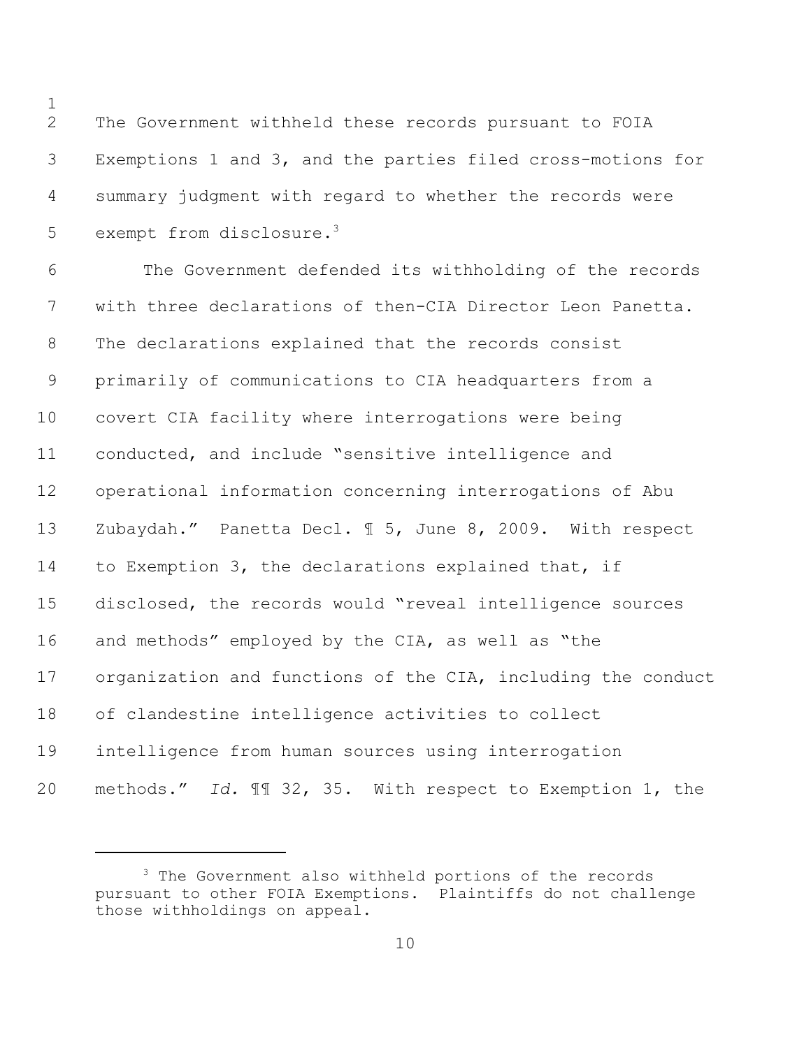The Government withheld these records pursuant to FOIA Exemptions 1 and 3, and the parties filed cross-motions for summary judgment with regard to whether the records were exempt from disclosure.[3]

The Government defended its withholding of the records with three declarations of then-CIA Director Leon Panetta. The declarations explained that the records consist primarily of communications to CIA headquarters from a covert CIA facility where interrogations were being conducted, and include "sensitive intelligence and operational information concerning interrogations of Abu Zubaydah." Panetta Decl. ¶ 5, June 8, 2009. With respect to Exemption 3, the declarations explained that, if disclosed, the records would "reveal intelligence sources and methods" employed by the CIA, as well as "the organization and functions of the CIA, including the conduct of clandestine intelligence activities to collect intelligence from human sources using interrogation methods." *Id.* ¶¶ 32, 35. With respect to Exemption 1, the

[3] The Government also withheld portions of the records pursuant to other FOIA Exemptions. Plaintiffs do not challenge those withholdings on appeal.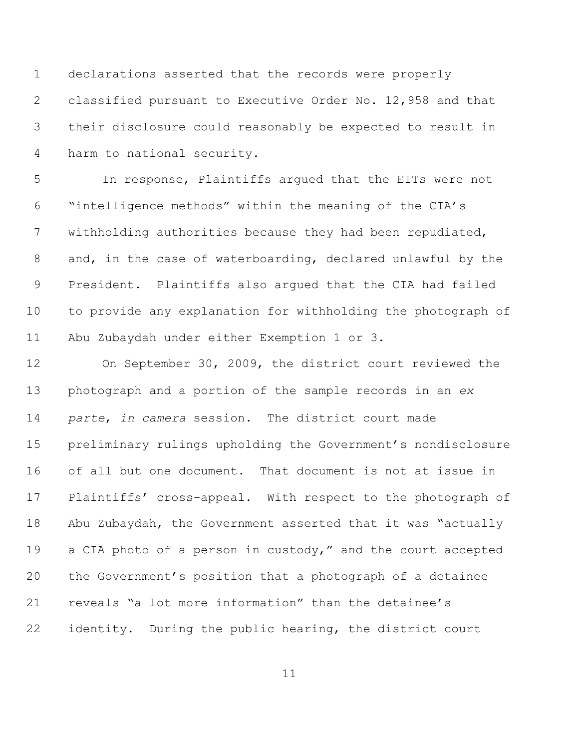declarations asserted that the records were properly classified pursuant to Executive Order No. 12,958 and that their disclosure could reasonably be expected to result in harm to national security.

In response, Plaintiffs argued that the EITs were not "intelligence methods" within the meaning of the CIA's withholding authorities because they had been repudiated, and, in the case of waterboarding, declared unlawful by the President. Plaintiffs also argued that the CIA had failed to provide any explanation for withholding the photograph of Abu Zubaydah under either Exemption 1 or 3.

On September 30, 2009, the district court reviewed the photograph and a portion of the sample records in an *ex parte*, *in camera* session. The district court made preliminary rulings upholding the Government's nondisclosure of all but one document. That document is not at issue in Plaintiffs' cross-appeal. With respect to the photograph of Abu Zubaydah, the Government asserted that it was "actually a CIA photo of a person in custody," and the court accepted the Government's position that a photograph of a detainee reveals "a lot more information" than the detainee's identity. During the public hearing, the district court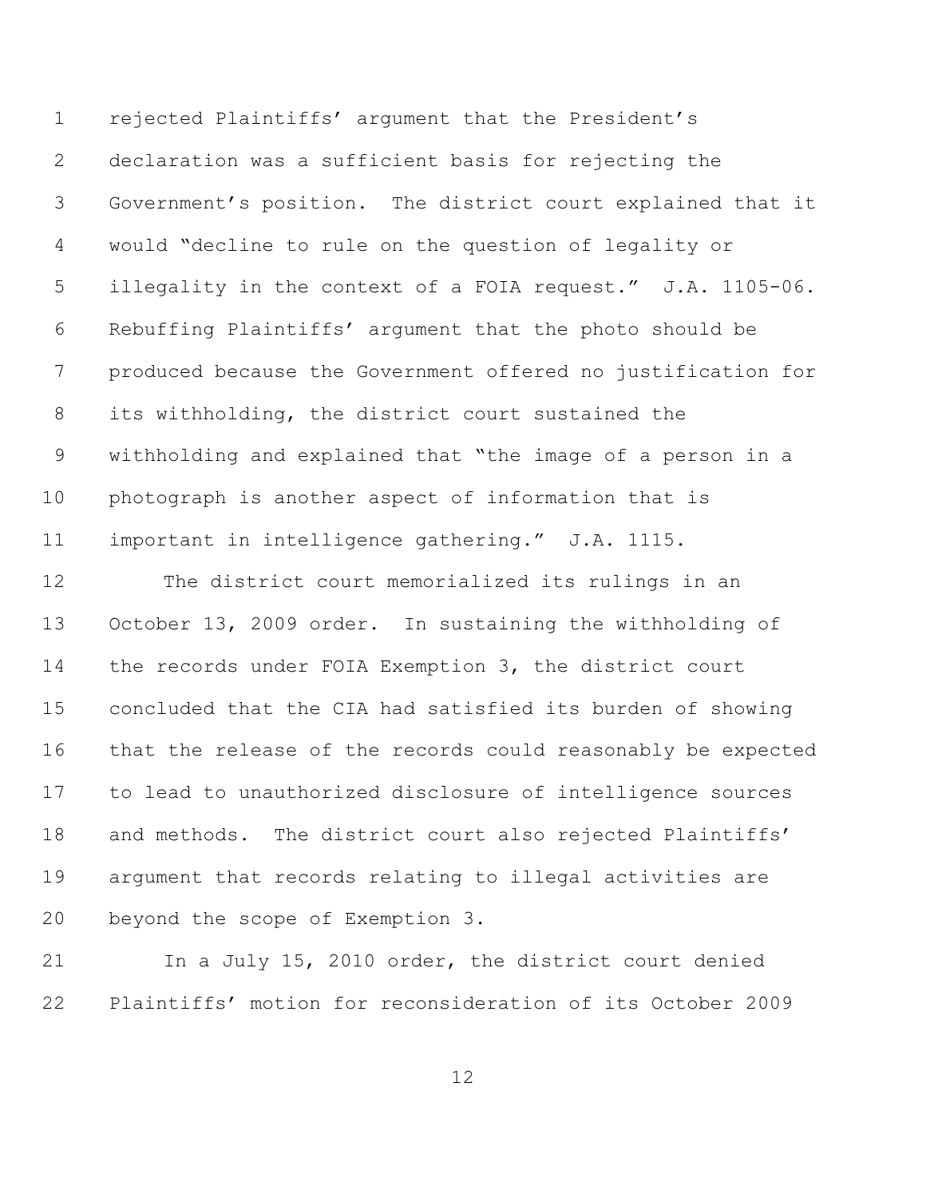rejected Plaintiffs' argument that the President's declaration was a sufficient basis for rejecting the Government's position. The district court explained that it would "decline to rule on the question of legality or illegality in the context of a FOIA request." J.A. 1105-06. Rebuffing Plaintiffs' argument that the photo should be produced because the Government offered no justification for its withholding, the district court sustained the withholding and explained that "the image of a person in a photograph is another aspect of information that is important in intelligence gathering." J.A. 1115.

The district court memorialized its rulings in an October 13, 2009 order. In sustaining the withholding of the records under FOIA Exemption 3, the district court concluded that the CIA had satisfied its burden of showing that the release of the records could reasonably be expected to lead to unauthorized disclosure of intelligence sources and methods. The district court also rejected Plaintiffs' argument that records relating to illegal activities are beyond the scope of Exemption 3.

In a July 15, 2010 order, the district court denied Plaintiffs' motion for reconsideration of its October 2009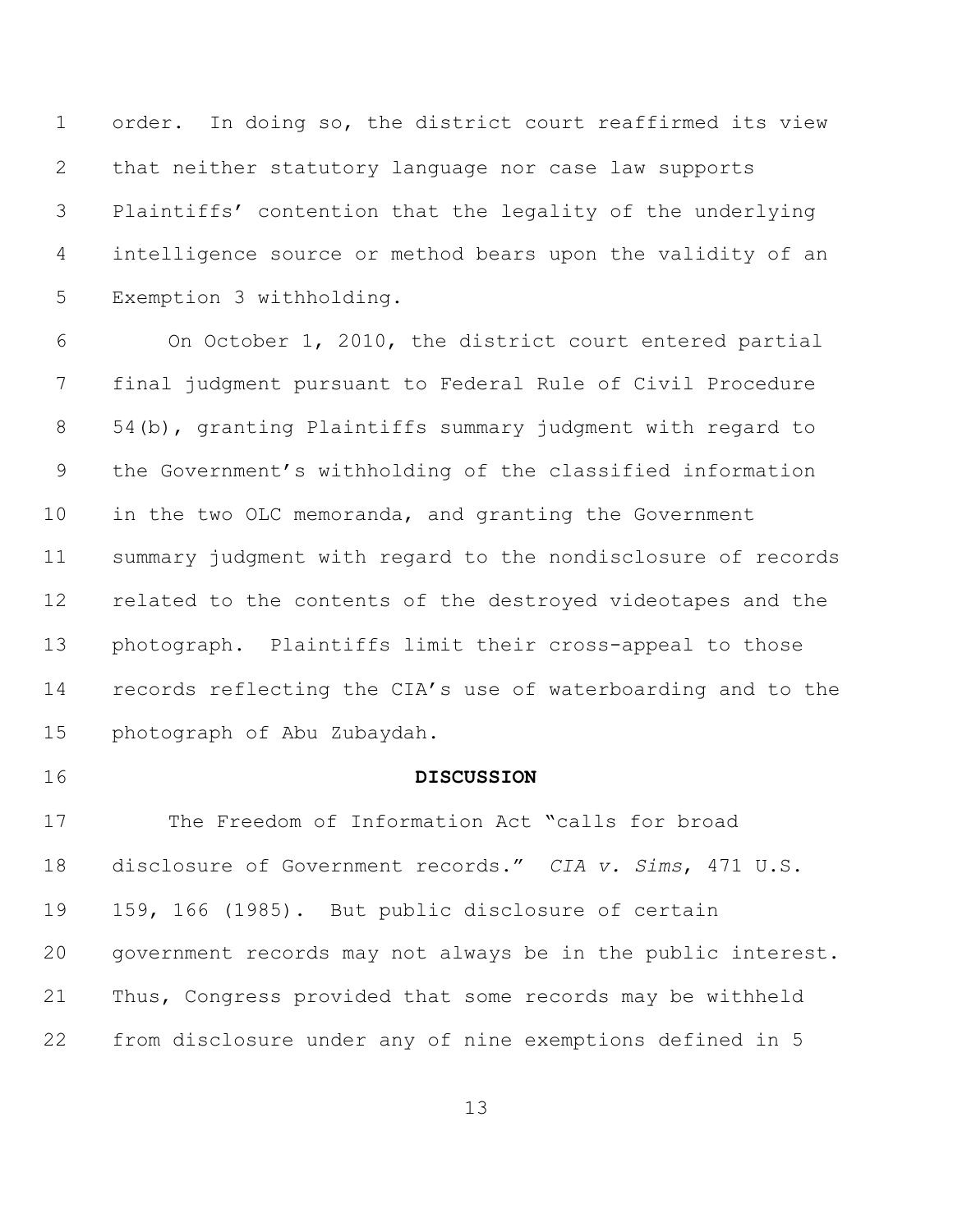order. In doing so, the district court reaffirmed its view that neither statutory language nor case law supports Plaintiffs' contention that the legality of the underlying intelligence source or method bears upon the validity of an Exemption 3 withholding.

On October 1, 2010, the district court entered partial final judgment pursuant to Federal Rule of Civil Procedure 54(b), granting Plaintiffs summary judgment with regard to the Government's withholding of the classified information in the two OLC memoranda, and granting the Government summary judgment with regard to the nondisclosure of records related to the contents of the destroyed videotapes and the photograph. Plaintiffs limit their cross-appeal to those records reflecting the CIA's use of waterboarding and to the photograph of Abu Zubaydah.

## DISCUSSION

The Freedom of Information Act "calls for broad disclosure of Government records." *CIA v. Sims*, 471 U.S. 159, 166 (1985). But public disclosure of certain government records may not always be in the public interest. Thus, Congress provided that some records may be withheld from disclosure under any of nine exemptions defined in 5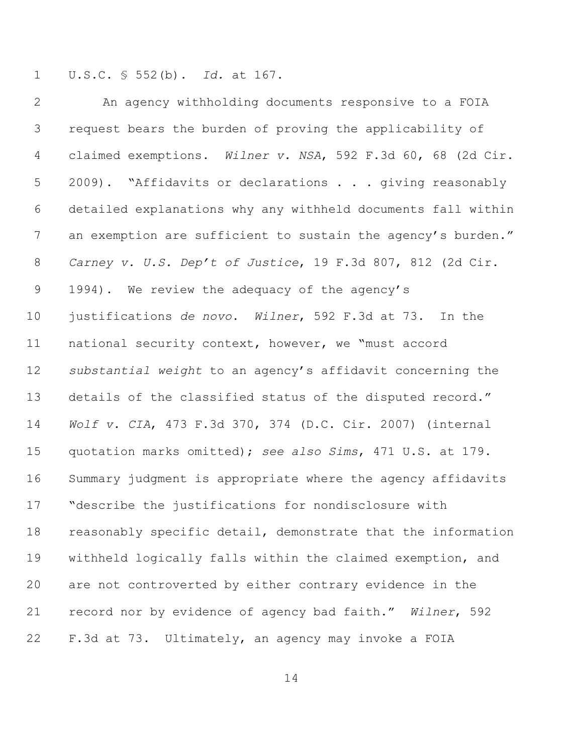U.S.C. § 552(b). *Id.* at 167.

An agency withholding documents responsive to a FOIA request bears the burden of proving the applicability of claimed exemptions. *Wilner v. NSA*, 592 F.3d 60, 68 (2d Cir. 2009). "Affidavits or declarations . . . giving reasonably detailed explanations why any withheld documents fall within an exemption are sufficient to sustain the agency's burden." *Carney v. U.S. Dep't of Justice*, 19 F.3d 807, 812 (2d Cir. 1994). We review the adequacy of the agency's justifications *de novo*. *Wilner*, 592 F.3d at 73. In the national security context, however, we "must accord *substantial weight* to an agency's affidavit concerning the details of the classified status of the disputed record." *Wolf v. CIA*, 473 F.3d 370, 374 (D.C. Cir. 2007) (internal quotation marks omitted); *see also Sims*, 471 U.S. at 179. Summary judgment is appropriate where the agency affidavits "describe the justifications for nondisclosure with reasonably specific detail, demonstrate that the information withheld logically falls within the claimed exemption, and are not controverted by either contrary evidence in the record nor by evidence of agency bad faith." *Wilner*, 592 F.3d at 73. Ultimately, an agency may invoke a FOIA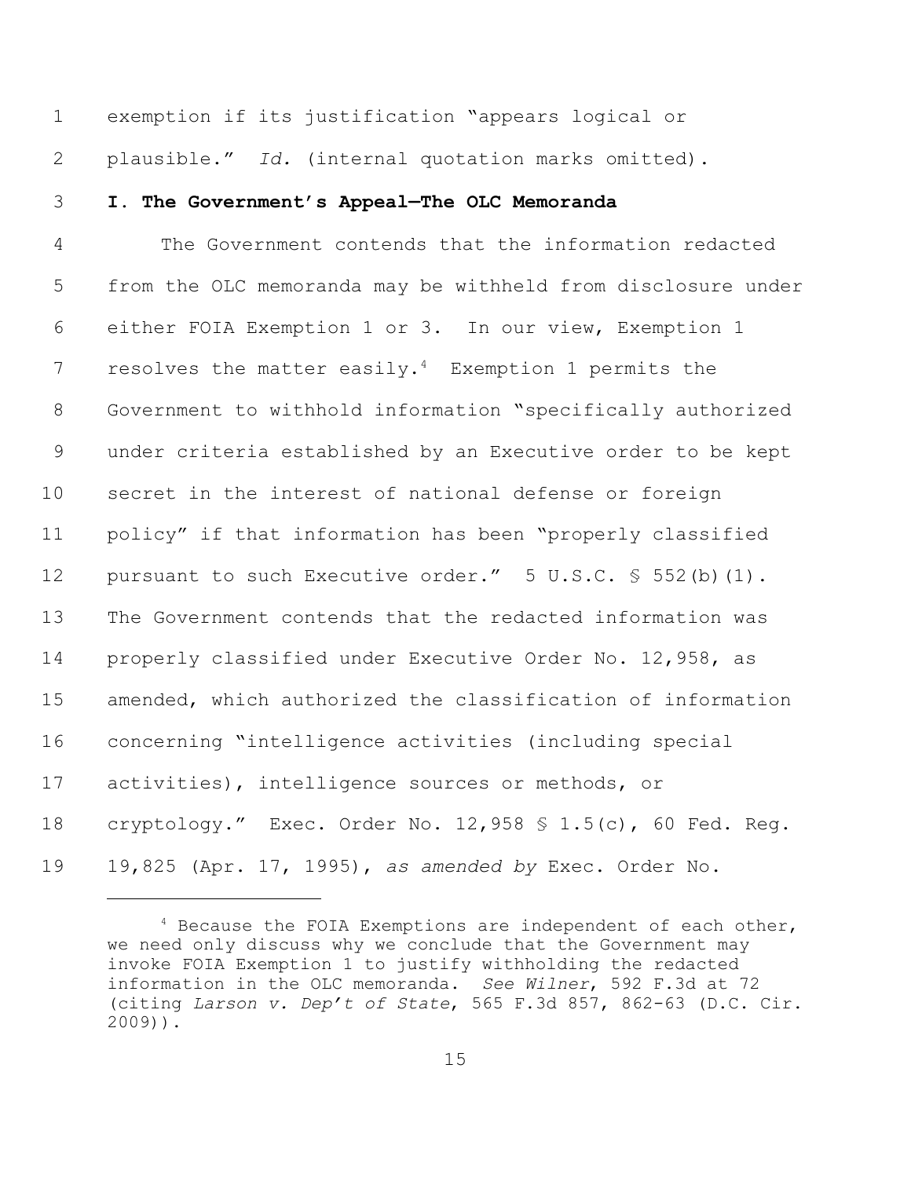exemption if its justification "appears logical or plausible." *Id.* (internal quotation marks omitted).

### I. The Government's Appeal—The OLC Memoranda

The Government contends that the information redacted from the OLC memoranda may be withheld from disclosure under either FOIA Exemption 1 or 3. In our view, Exemption 1 resolves the matter easily.[4] Exemption 1 permits the Government to withhold information "specifically authorized under criteria established by an Executive order to be kept secret in the interest of national defense or foreign policy" if that information has been "properly classified pursuant to such Executive order." 5 U.S.C. § 552(b)(1). The Government contends that the redacted information was properly classified under Executive Order No. 12,958, as amended, which authorized the classification of information concerning "intelligence activities (including special activities), intelligence sources or methods, or cryptology." Exec. Order No. 12,958 § 1.5(c), 60 Fed. Reg. 19,825 (Apr. 17, 1995), *as amended by* Exec. Order No.

---

[4] Because the FOIA Exemptions are independent of each other, we need only discuss why we conclude that the Government may invoke FOIA Exemption 1 to justify withholding the redacted information in the OLC memoranda. *See Wilner*, 592 F.3d at 72 (citing *Larson v. Dep't of State*, 565 F.3d 857, 862-63 (D.C. Cir. 2009)).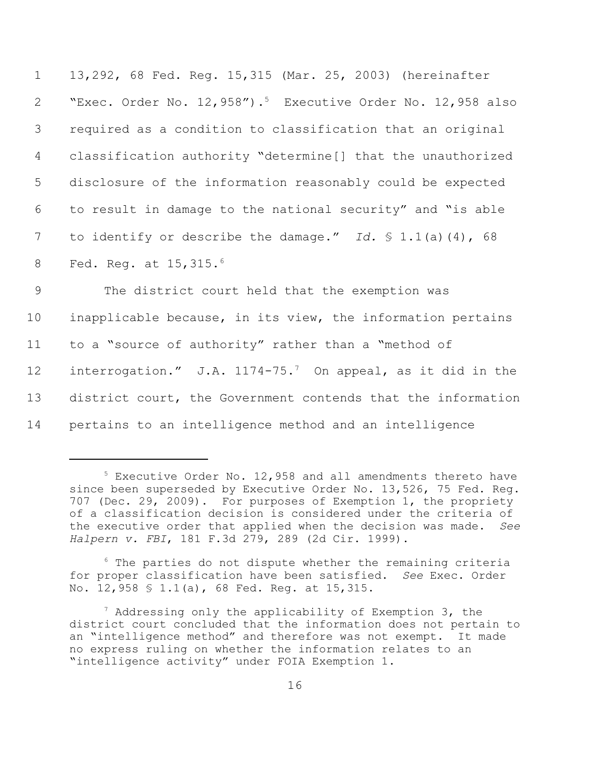13,292, 68 Fed. Reg. 15,315 (Mar. 25, 2003) (hereinafter "Exec. Order No. 12,958").[5] Executive Order No. 12,958 also required as a condition to classification that an original classification authority "determine[] that the unauthorized disclosure of the information reasonably could be expected to result in damage to the national security" and "is able to identify or describe the damage." *Id.* § 1.1(a)(4), 68 Fed. Reg. at 15,315.[6]

The district court held that the exemption was inapplicable because, in its view, the information pertains to a "source of authority" rather than a "method of interrogation." J.A. 1174-75.[7] On appeal, as it did in the district court, the Government contends that the information pertains to an intelligence method and an intelligence

---

[5] Executive Order No. 12,958 and all amendments thereto have since been superseded by Executive Order No. 13,526, 75 Fed. Reg. 707 (Dec. 29, 2009). For purposes of Exemption 1, the propriety of a classification decision is considered under the criteria of the executive order that applied when the decision was made. *See Halpern v. FBI*, 181 F.3d 279, 289 (2d Cir. 1999).

[6] The parties do not dispute whether the remaining criteria for proper classification have been satisfied. *See* Exec. Order No. 12,958 § 1.1(a), 68 Fed. Reg. at 15,315.

[7] Addressing only the applicability of Exemption 3, the district court concluded that the information does not pertain to an "intelligence method" and therefore was not exempt. It made no express ruling on whether the information relates to an "intelligence activity" under FOIA Exemption 1.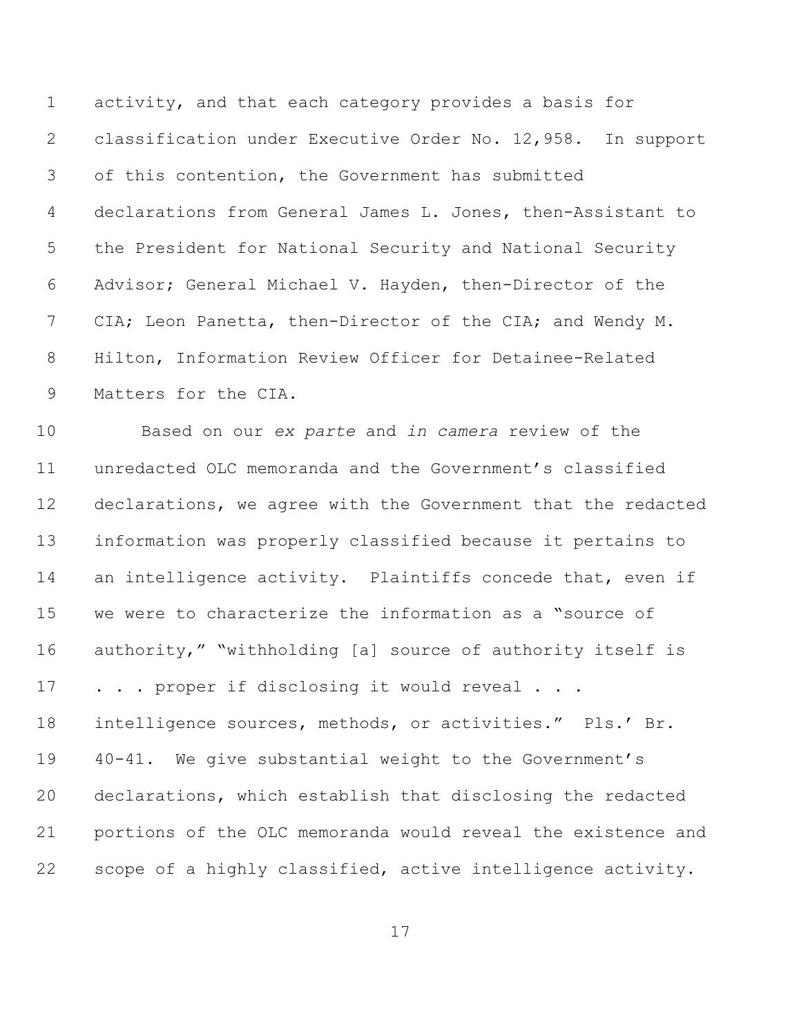activity, and that each category provides a basis for classification under Executive Order No. 12,958. In support of this contention, the Government has submitted declarations from General James L. Jones, then-Assistant to the President for National Security and National Security Advisor; General Michael V. Hayden, then-Director of the CIA; Leon Panetta, then-Director of the CIA; and Wendy M. Hilton, Information Review Officer for Detainee-Related Matters for the CIA.

Based on our *ex parte* and *in camera* review of the unredacted OLC memoranda and the Government's classified declarations, we agree with the Government that the redacted information was properly classified because it pertains to an intelligence activity. Plaintiffs concede that, even if we were to characterize the information as a "source of authority," "withholding [a] source of authority itself is . . . proper if disclosing it would reveal . . . intelligence sources, methods, or activities." Pls.' Br. 40-41. We give substantial weight to the Government's declarations, which establish that disclosing the redacted portions of the OLC memoranda would reveal the existence and scope of a highly classified, active intelligence activity.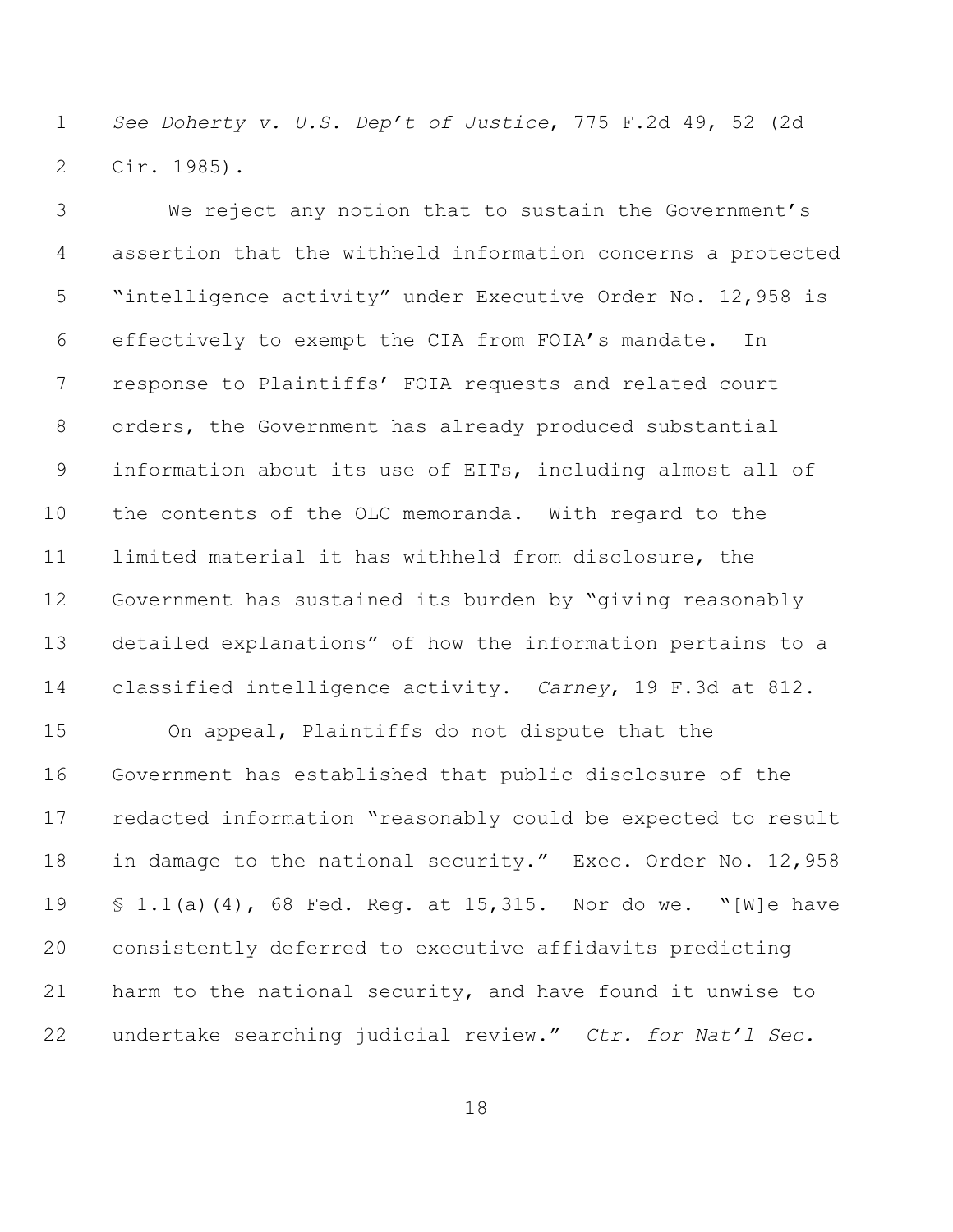*See Doherty v. U.S. Dep't of Justice*, 775 F.2d 49, 52 (2d Cir. 1985).

We reject any notion that to sustain the Government's assertion that the withheld information concerns a protected "intelligence activity" under Executive Order No. 12,958 is effectively to exempt the CIA from FOIA's mandate. In response to Plaintiffs' FOIA requests and related court orders, the Government has already produced substantial information about its use of EITs, including almost all of the contents of the OLC memoranda. With regard to the limited material it has withheld from disclosure, the Government has sustained its burden by "giving reasonably detailed explanations" of how the information pertains to a classified intelligence activity. *Carney*, 19 F.3d at 812.

On appeal, Plaintiffs do not dispute that the Government has established that public disclosure of the redacted information "reasonably could be expected to result in damage to the national security." Exec. Order No. 12,958 § 1.1(a)(4), 68 Fed. Reg. at 15,315. Nor do we. "[W]e have consistently deferred to executive affidavits predicting harm to the national security, and have found it unwise to undertake searching judicial review." *Ctr. for Nat'l Sec.*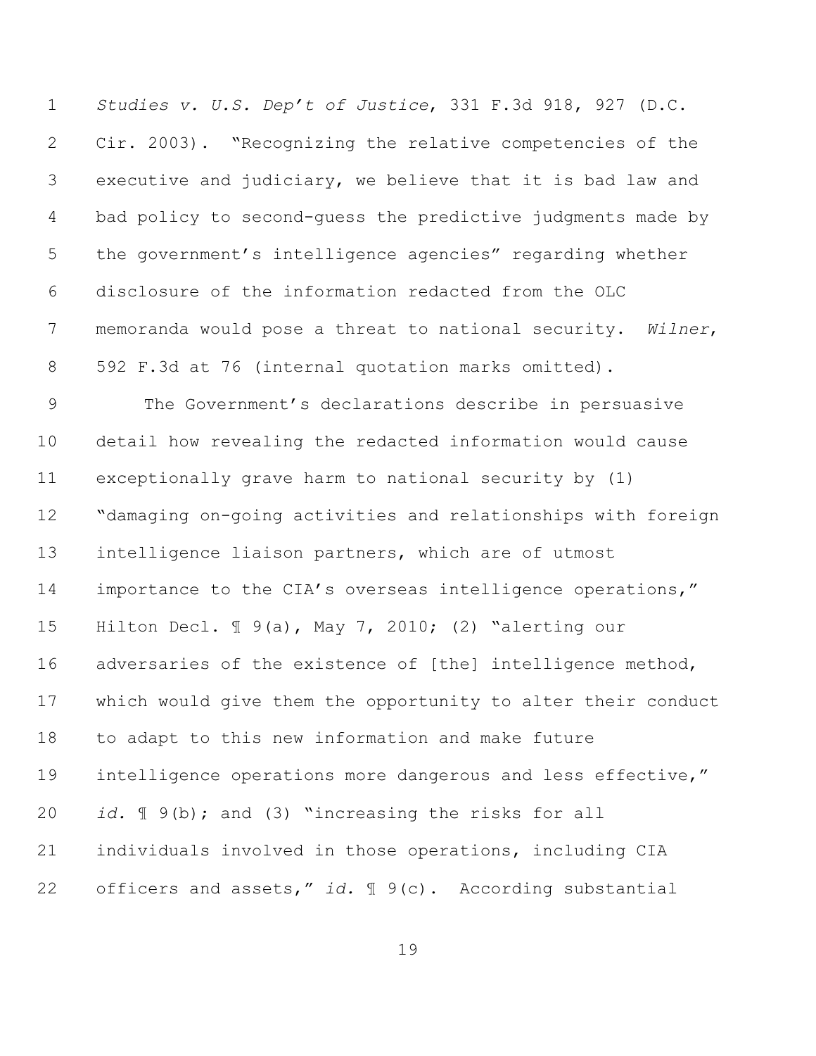*Studies v. U.S. Dep't of Justice*, 331 F.3d 918, 927 (D.C. Cir. 2003). "Recognizing the relative competencies of the executive and judiciary, we believe that it is bad law and bad policy to second-guess the predictive judgments made by the government's intelligence agencies" regarding whether disclosure of the information redacted from the OLC memoranda would pose a threat to national security. *Wilner*, 592 F.3d at 76 (internal quotation marks omitted).

The Government's declarations describe in persuasive detail how revealing the redacted information would cause exceptionally grave harm to national security by (1) "damaging on-going activities and relationships with foreign intelligence liaison partners, which are of utmost importance to the CIA's overseas intelligence operations," Hilton Decl. ¶ 9(a), May 7, 2010; (2) "alerting our adversaries of the existence of [the] intelligence method, which would give them the opportunity to alter their conduct to adapt to this new information and make future intelligence operations more dangerous and less effective," *id.* ¶ 9(b); and (3) "increasing the risks for all individuals involved in those operations, including CIA officers and assets," *id.* ¶ 9(c). According substantial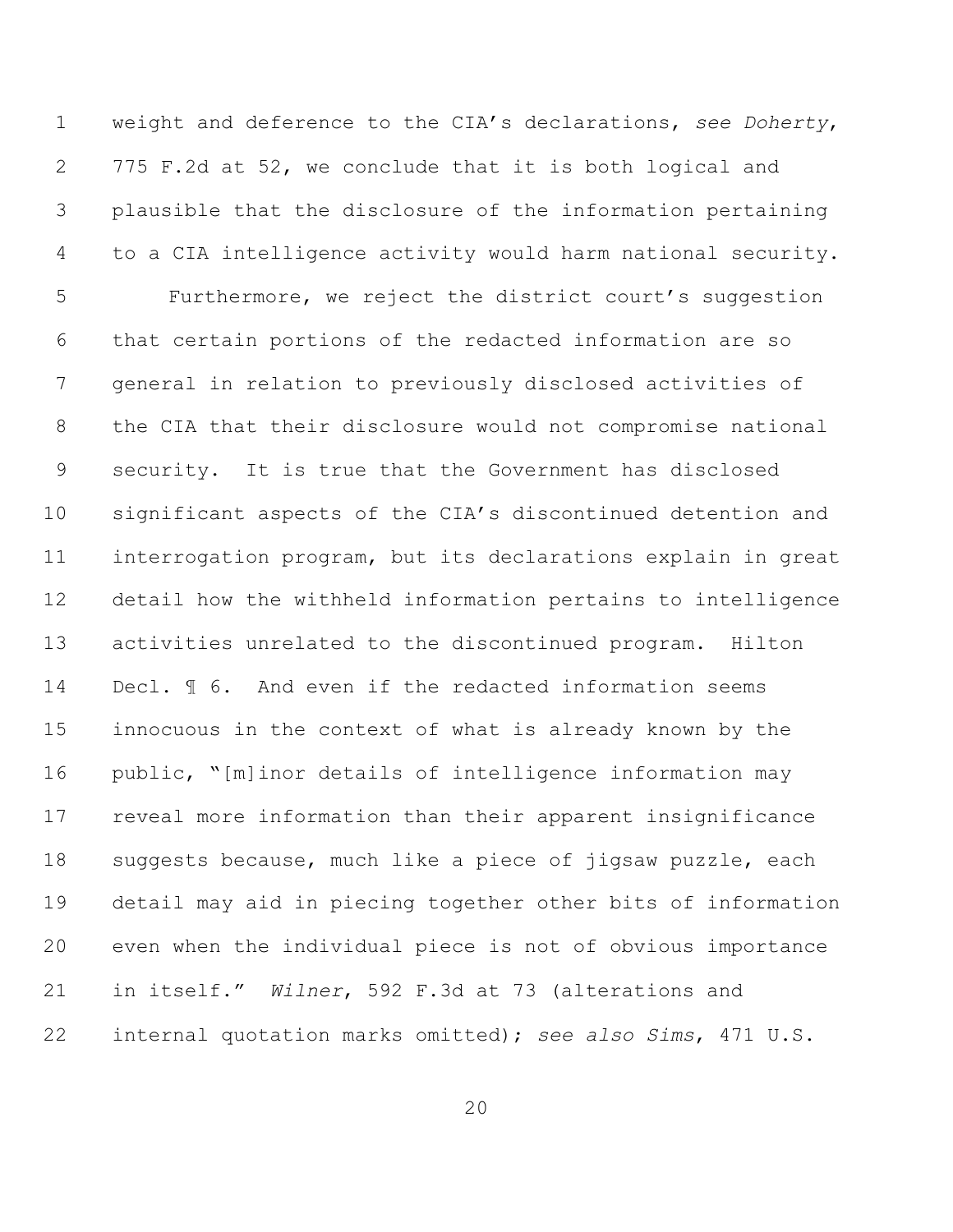weight and deference to the CIA's declarations, *see Doherty*, 775 F.2d at 52, we conclude that it is both logical and plausible that the disclosure of the information pertaining to a CIA intelligence activity would harm national security.

Furthermore, we reject the district court's suggestion that certain portions of the redacted information are so general in relation to previously disclosed activities of the CIA that their disclosure would not compromise national security. It is true that the Government has disclosed significant aspects of the CIA's discontinued detention and interrogation program, but its declarations explain in great detail how the withheld information pertains to intelligence activities unrelated to the discontinued program. Hilton Decl. ¶ 6. And even if the redacted information seems innocuous in the context of what is already known by the public, "[m]inor details of intelligence information may reveal more information than their apparent insignificance suggests because, much like a piece of jigsaw puzzle, each detail may aid in piecing together other bits of information even when the individual piece is not of obvious importance in itself." *Wilner*, 592 F.3d at 73 (alterations and internal quotation marks omitted); *see also Sims*, 471 U.S.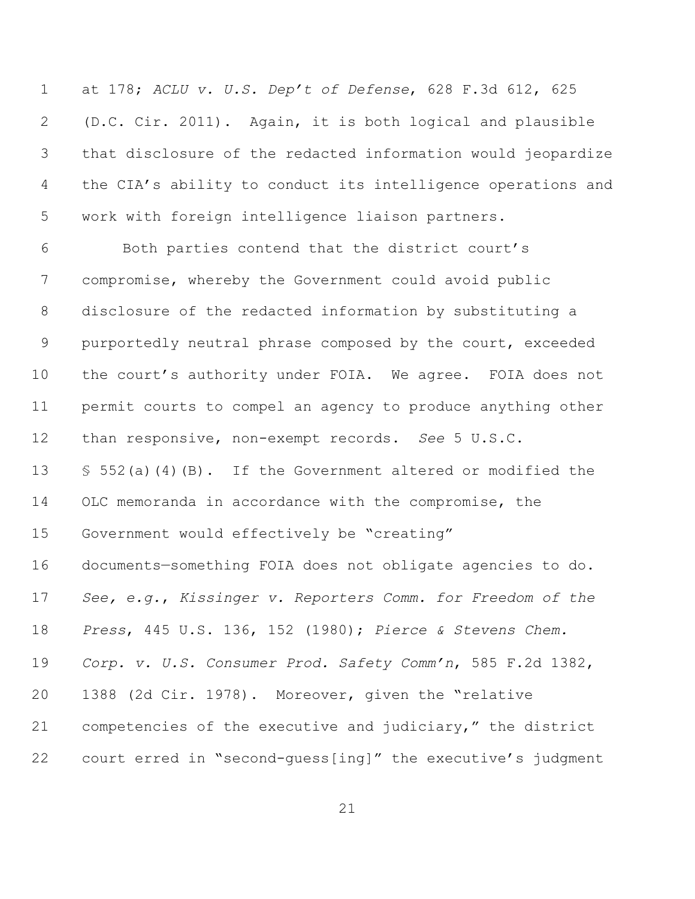at 178; *ACLU v. U.S. Dep't of Defense*, 628 F.3d 612, 625 (D.C. Cir. 2011). Again, it is both logical and plausible that disclosure of the redacted information would jeopardize the CIA's ability to conduct its intelligence operations and work with foreign intelligence liaison partners.

Both parties contend that the district court's compromise, whereby the Government could avoid public disclosure of the redacted information by substituting a purportedly neutral phrase composed by the court, exceeded the court's authority under FOIA. We agree. FOIA does not permit courts to compel an agency to produce anything other than responsive, non-exempt records. *See* 5 U.S.C. § 552(a)(4)(B). If the Government altered or modified the OLC memoranda in accordance with the compromise, the Government would effectively be "creating" documents—something FOIA does not obligate agencies to do. *See, e.g.*, *Kissinger v. Reporters Comm. for Freedom of the Press*, 445 U.S. 136, 152 (1980); *Pierce & Stevens Chem. Corp. v. U.S. Consumer Prod. Safety Comm'n*, 585 F.2d 1382, 1388 (2d Cir. 1978). Moreover, given the "relative competencies of the executive and judiciary," the district court erred in "second-guess[ing]" the executive's judgment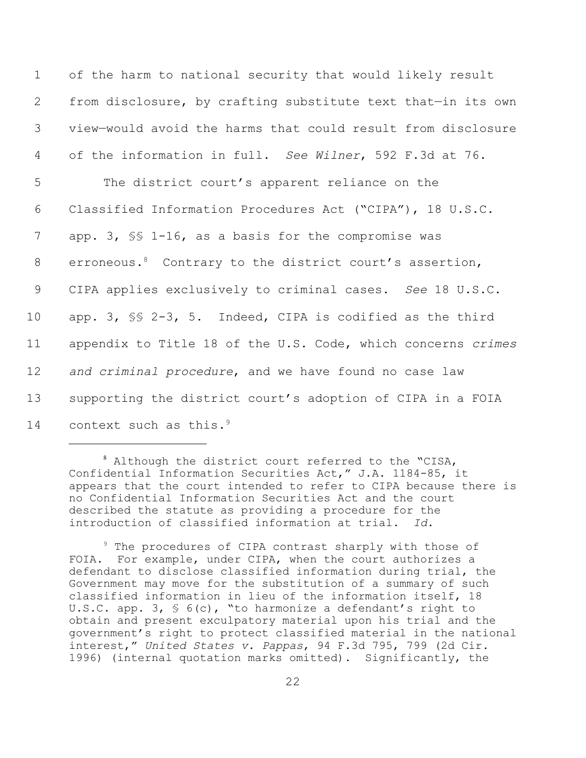of the harm to national security that would likely result from disclosure, by crafting substitute text that—in its own view—would avoid the harms that could result from disclosure of the information in full. *See Wilner*, 592 F.3d at 76.

The district court's apparent reliance on the Classified Information Procedures Act ("CIPA"), 18 U.S.C. app. 3, §§ 1-16, as a basis for the compromise was erroneous.[8] Contrary to the district court's assertion, CIPA applies exclusively to criminal cases. *See* 18 U.S.C. app. 3, §§ 2-3, 5. Indeed, CIPA is codified as the third appendix to Title 18 of the U.S. Code, which concerns *crimes and criminal procedure*, and we have found no case law supporting the district court's adoption of CIPA in a FOIA context such as this.[9]

---

[8] Although the district court referred to the "CISA, Confidential Information Securities Act," J.A. 1184-85, it appears that the court intended to refer to CIPA because there is no Confidential Information Securities Act and the court described the statute as providing a procedure for the introduction of classified information at trial. *Id.*

[9] The procedures of CIPA contrast sharply with those of FOIA. For example, under CIPA, when the court authorizes a defendant to disclose classified information during trial, the Government may move for the substitution of a summary of such classified information in lieu of the information itself, 18 U.S.C. app. 3, § 6(c), "to harmonize a defendant's right to obtain and present exculpatory material upon his trial and the government's right to protect classified material in the national interest," *United States v. Pappas*, 94 F.3d 795, 799 (2d Cir. 1996) (internal quotation marks omitted). Significantly, the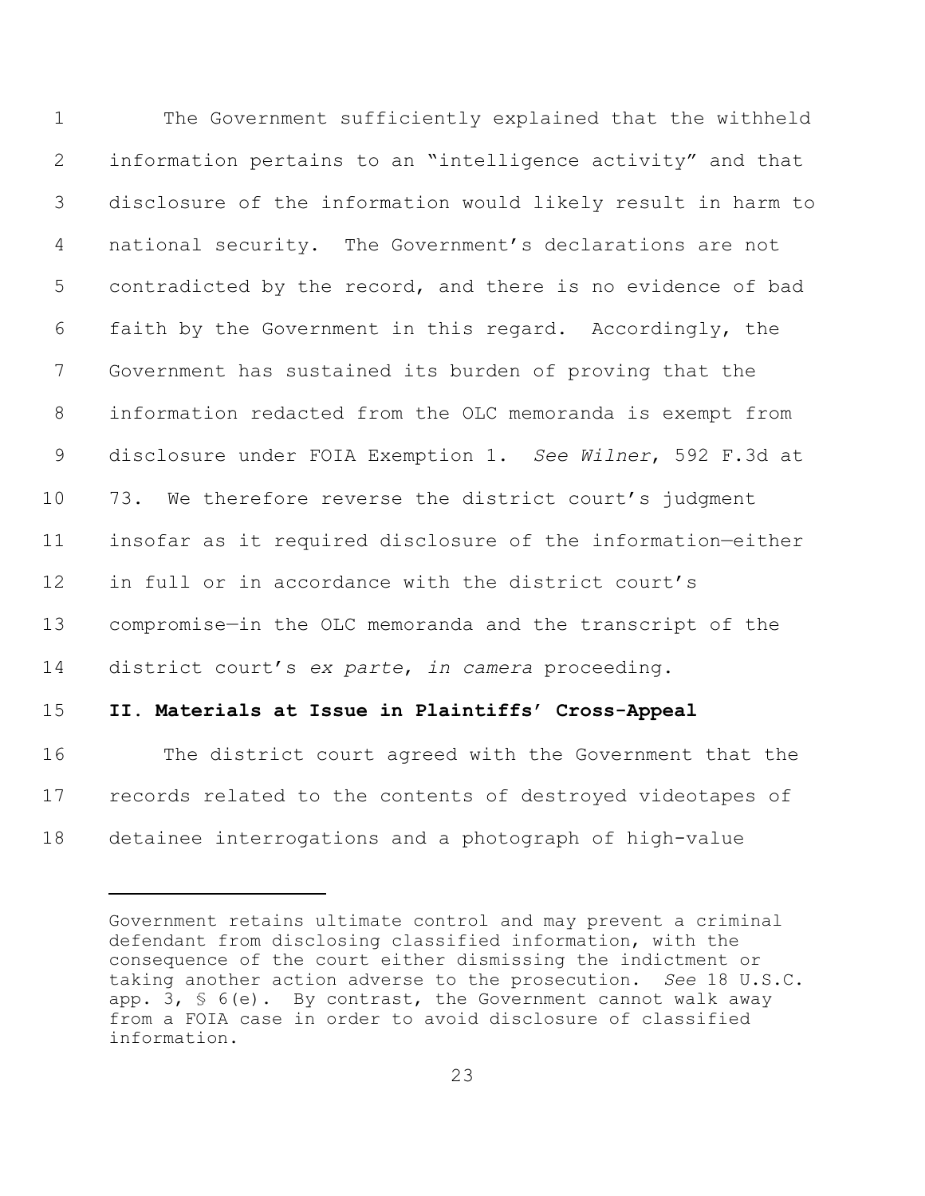The Government sufficiently explained that the withheld information pertains to an "intelligence activity" and that disclosure of the information would likely result in harm to national security. The Government's declarations are not contradicted by the record, and there is no evidence of bad faith by the Government in this regard. Accordingly, the Government has sustained its burden of proving that the information redacted from the OLC memoranda is exempt from disclosure under FOIA Exemption 1. *See Wilner*, 592 F.3d at 73. We therefore reverse the district court's judgment insofar as it required disclosure of the information—either in full or in accordance with the district court's compromise—in the OLC memoranda and the transcript of the district court's *ex parte*, *in camera* proceeding.

**II. Materials at Issue in Plaintiffs' Cross-Appeal**

The district court agreed with the Government that the records related to the contents of destroyed videotapes of detainee interrogations and a photograph of high-value

---

Government retains ultimate control and may prevent a criminal defendant from disclosing classified information, with the consequence of the court either dismissing the indictment or taking another action adverse to the prosecution. *See* 18 U.S.C. app. 3, § 6(e). By contrast, the Government cannot walk away from a FOIA case in order to avoid disclosure of classified information.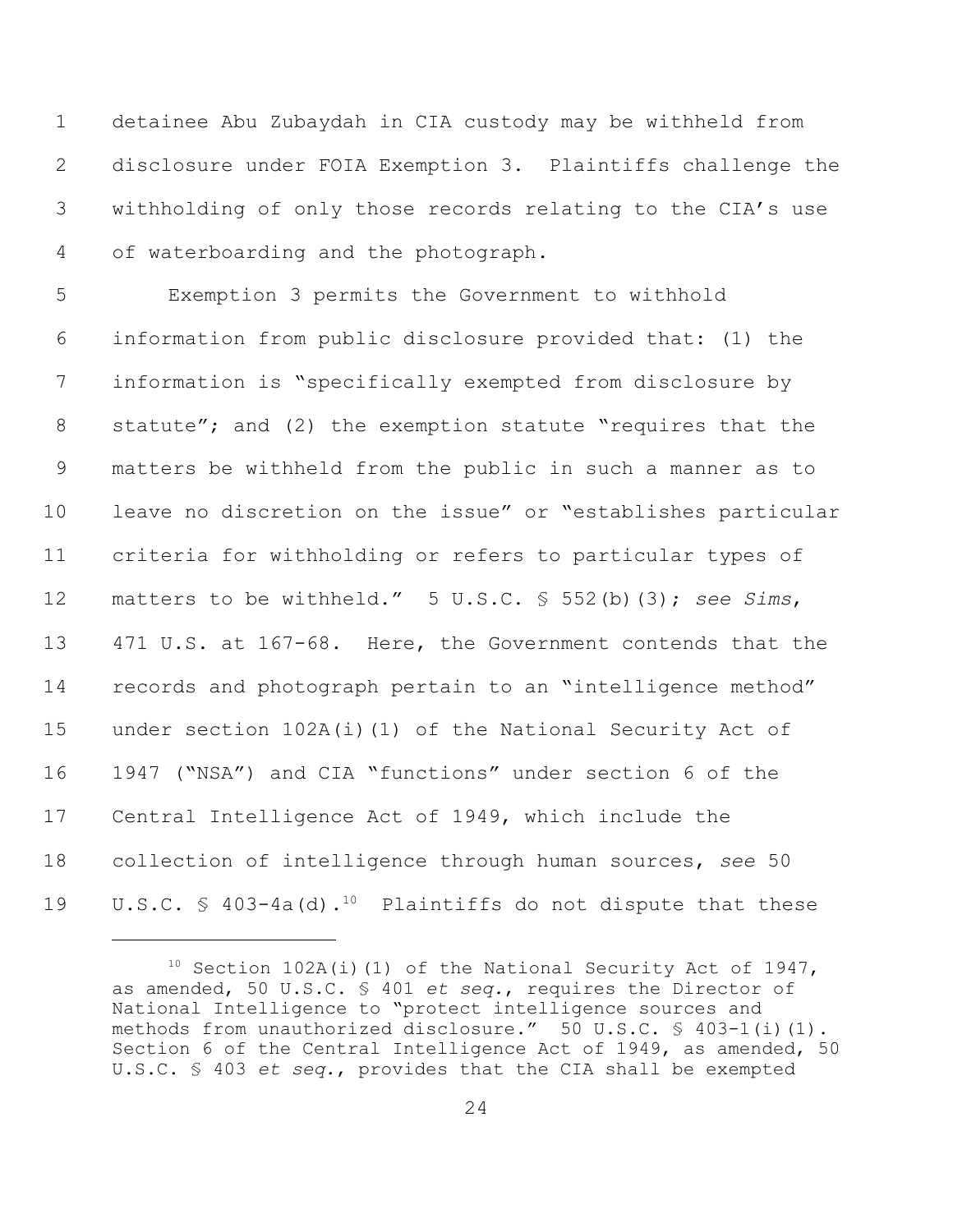detainee Abu Zubaydah in CIA custody may be withheld from disclosure under FOIA Exemption 3. Plaintiffs challenge the withholding of only those records relating to the CIA's use of waterboarding and the photograph.

Exemption 3 permits the Government to withhold information from public disclosure provided that: (1) the information is "specifically exempted from disclosure by statute"; and (2) the exemption statute "requires that the matters be withheld from the public in such a manner as to leave no discretion on the issue" or "establishes particular criteria for withholding or refers to particular types of matters to be withheld." 5 U.S.C. § 552(b)(3); *see Sims*, 471 U.S. at 167-68. Here, the Government contends that the records and photograph pertain to an "intelligence method" under section 102A(i)(1) of the National Security Act of 1947 ("NSA") and CIA "functions" under section 6 of the Central Intelligence Act of 1949, which include the collection of intelligence through human sources, *see* 50 U.S.C. § 403-4a(d).[10] Plaintiffs do not dispute that these

---

[10] Section 102A(i)(1) of the National Security Act of 1947, as amended, 50 U.S.C. § 401 *et seq.*, requires the Director of National Intelligence to "protect intelligence sources and methods from unauthorized disclosure." 50 U.S.C. § 403-1(i)(1). Section 6 of the Central Intelligence Act of 1949, as amended, 50 U.S.C. § 403 *et seq.*, provides that the CIA shall be exempted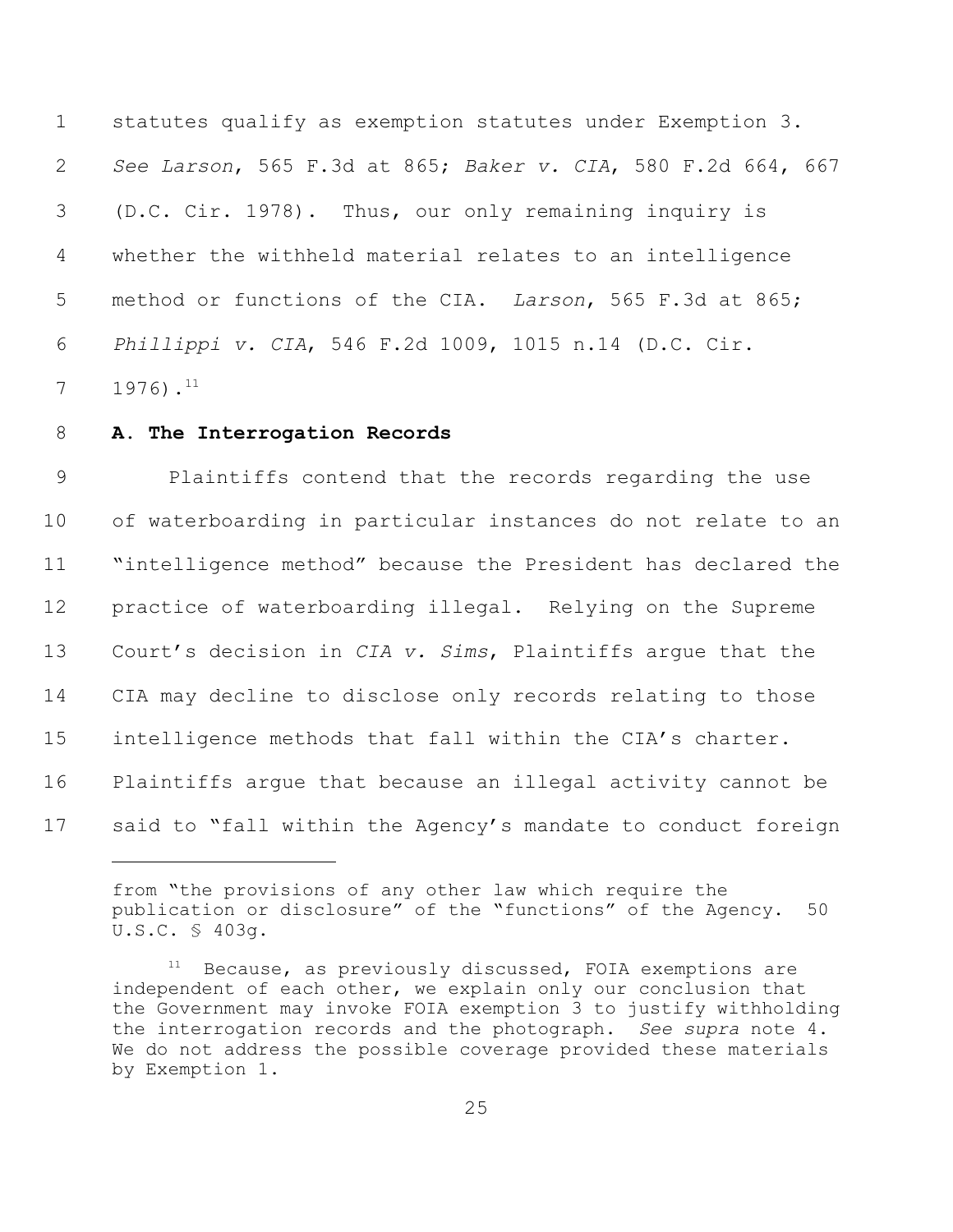statutes qualify as exemption statutes under Exemption 3. *See Larson*, 565 F.3d at 865; *Baker v. CIA*, 580 F.2d 664, 667 (D.C. Cir. 1978). Thus, our only remaining inquiry is whether the withheld material relates to an intelligence method or functions of the CIA. *Larson*, 565 F.3d at 865; *Phillippi v. CIA*, 546 F.2d 1009, 1015 n.14 (D.C. Cir. 1976).[11]

**A. The Interrogation Records**

Plaintiffs contend that the records regarding the use of waterboarding in particular instances do not relate to an "intelligence method" because the President has declared the practice of waterboarding illegal. Relying on the Supreme Court's decision in *CIA v. Sims*, Plaintiffs argue that the CIA may decline to disclose only records relating to those intelligence methods that fall within the CIA's charter. Plaintiffs argue that because an illegal activity cannot be said to "fall within the Agency's mandate to conduct foreign

---

from "the provisions of any other law which require the publication or disclosure" of the "functions" of the Agency. 50 U.S.C. § 403g.

[11] Because, as previously discussed, FOIA exemptions are independent of each other, we explain only our conclusion that the Government may invoke FOIA exemption 3 to justify withholding the interrogation records and the photograph. *See supra* note 4. We do not address the possible coverage provided these materials by Exemption 1.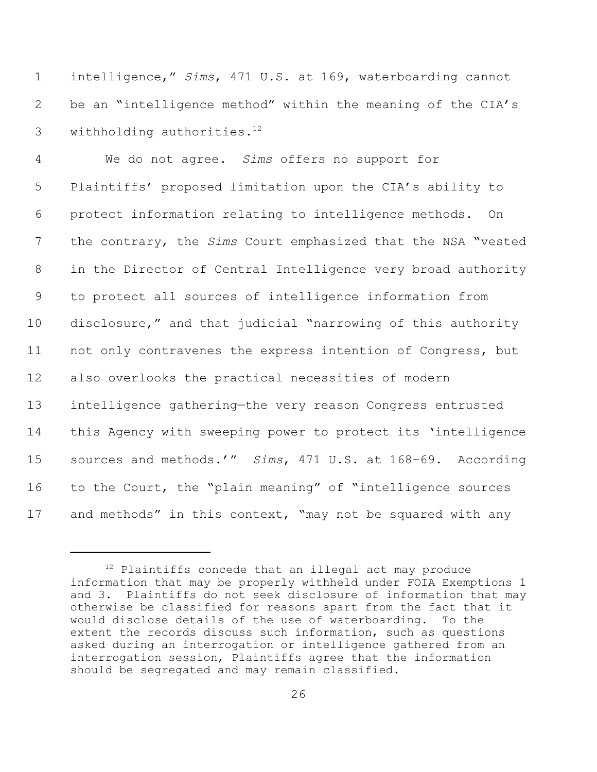intelligence," *Sims*, 471 U.S. at 169, waterboarding cannot be an "intelligence method" within the meaning of the CIA's withholding authorities.[12]

We do not agree. *Sims* offers no support for Plaintiffs' proposed limitation upon the CIA's ability to protect information relating to intelligence methods. On the contrary, the *Sims* Court emphasized that the NSA "vested in the Director of Central Intelligence very broad authority to protect all sources of intelligence information from disclosure," and that judicial "narrowing of this authority not only contravenes the express intention of Congress, but also overlooks the practical necessities of modern intelligence gathering—the very reason Congress entrusted this Agency with sweeping power to protect its 'intelligence sources and methods.'" *Sims*, 471 U.S. at 168-69. According to the Court, the "plain meaning" of "intelligence sources and methods" in this context, "may not be squared with any

---

[12] Plaintiffs concede that an illegal act may produce information that may be properly withheld under FOIA Exemptions 1 and 3. Plaintiffs do not seek disclosure of information that may otherwise be classified for reasons apart from the fact that it would disclose details of the use of waterboarding. To the extent the records discuss such information, such as questions asked during an interrogation or intelligence gathered from an interrogation session, Plaintiffs agree that the information should be segregated and may remain classified.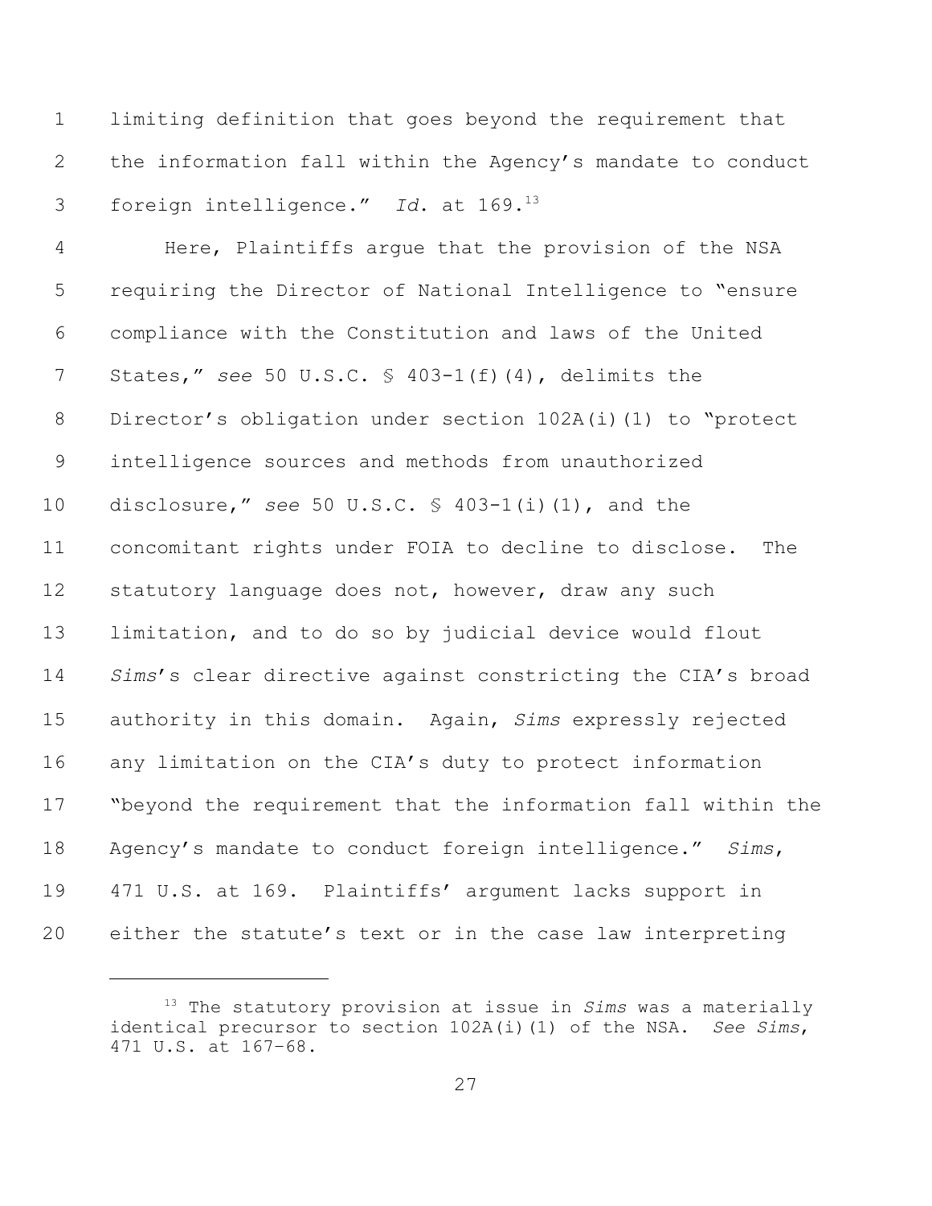limiting definition that goes beyond the requirement that the information fall within the Agency's mandate to conduct foreign intelligence." *Id.* at 169.[13]

Here, Plaintiffs argue that the provision of the NSA requiring the Director of National Intelligence to "ensure compliance with the Constitution and laws of the United States," *see* 50 U.S.C. § 403-1(f)(4), delimits the Director's obligation under section 102A(i)(1) to "protect intelligence sources and methods from unauthorized disclosure," *see* 50 U.S.C. § 403-1(i)(1), and the concomitant rights under FOIA to decline to disclose. The statutory language does not, however, draw any such limitation, and to do so by judicial device would flout *Sims*'s clear directive against constricting the CIA's broad authority in this domain. Again, *Sims* expressly rejected any limitation on the CIA's duty to protect information "beyond the requirement that the information fall within the Agency's mandate to conduct foreign intelligence." *Sims*, 471 U.S. at 169. Plaintiffs' argument lacks support in either the statute's text or in the case law interpreting

---

[13] The statutory provision at issue in *Sims* was a materially identical precursor to section 102A(i)(1) of the NSA. *See Sims*, 471 U.S. at 167–68.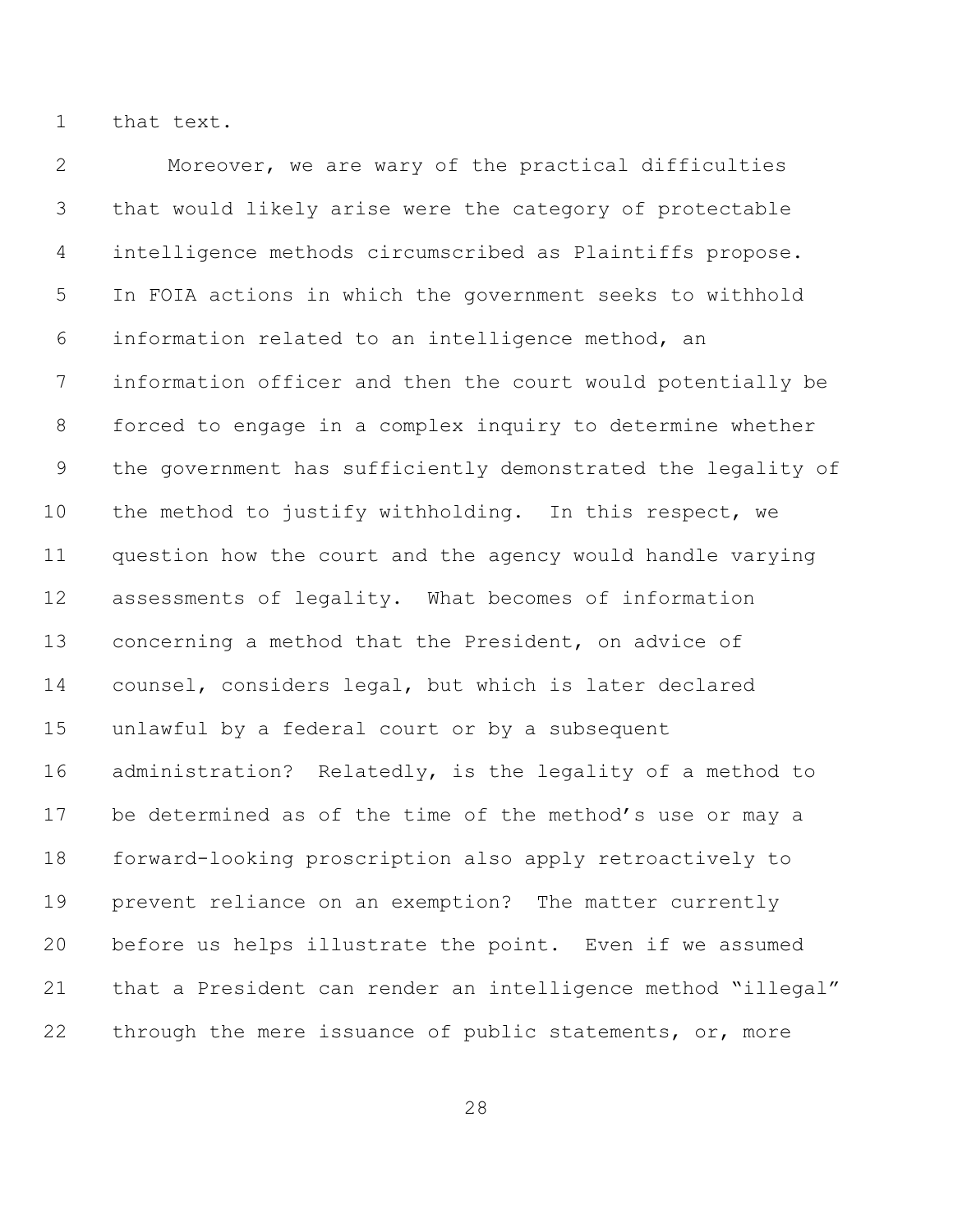that text.

Moreover, we are wary of the practical difficulties that would likely arise were the category of protectable intelligence methods circumscribed as Plaintiffs propose. In FOIA actions in which the government seeks to withhold information related to an intelligence method, an information officer and then the court would potentially be forced to engage in a complex inquiry to determine whether the government has sufficiently demonstrated the legality of the method to justify withholding. In this respect, we question how the court and the agency would handle varying assessments of legality. What becomes of information concerning a method that the President, on advice of counsel, considers legal, but which is later declared unlawful by a federal court or by a subsequent administration? Relatedly, is the legality of a method to be determined as of the time of the method's use or may a forward-looking proscription also apply retroactively to prevent reliance on an exemption? The matter currently before us helps illustrate the point. Even if we assumed that a President can render an intelligence method "illegal" through the mere issuance of public statements, or, more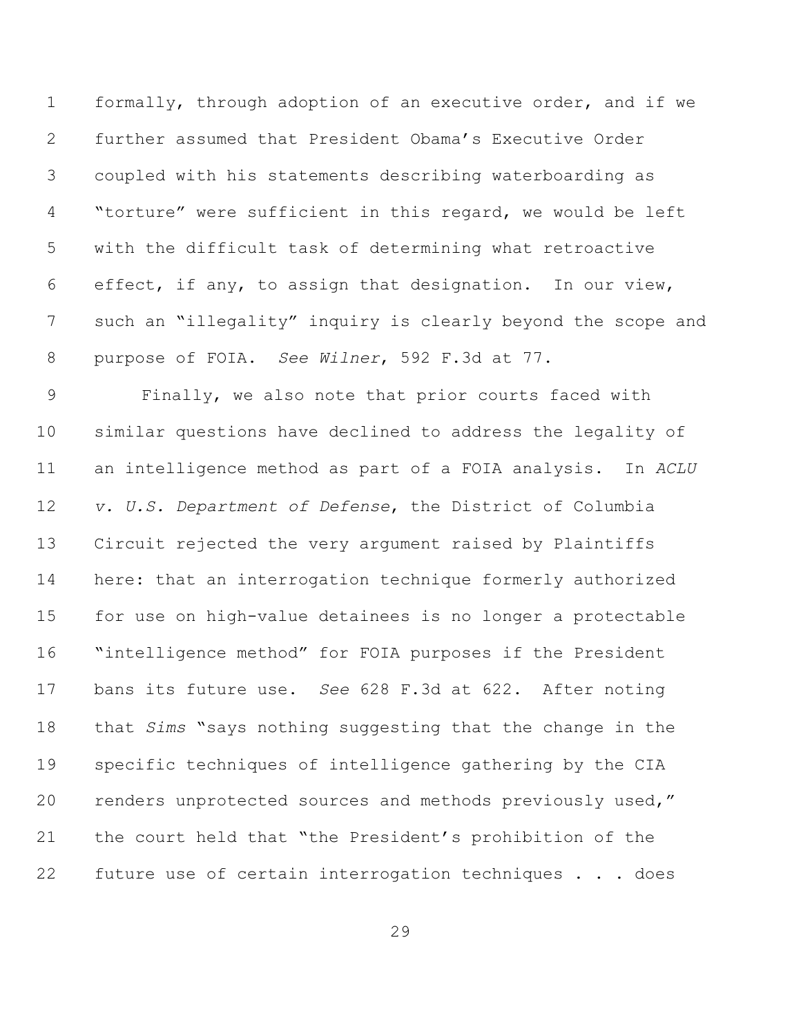formally, through adoption of an executive order, and if we further assumed that President Obama's Executive Order coupled with his statements describing waterboarding as "torture" were sufficient in this regard, we would be left with the difficult task of determining what retroactive effect, if any, to assign that designation. In our view, such an "illegality" inquiry is clearly beyond the scope and purpose of FOIA. *See Wilner*, 592 F.3d at 77.

Finally, we also note that prior courts faced with similar questions have declined to address the legality of an intelligence method as part of a FOIA analysis. In *ACLU v. U.S. Department of Defense*, the District of Columbia Circuit rejected the very argument raised by Plaintiffs here: that an interrogation technique formerly authorized for use on high-value detainees is no longer a protectable "intelligence method" for FOIA purposes if the President bans its future use. *See* 628 F.3d at 622. After noting that *Sims* "says nothing suggesting that the change in the specific techniques of intelligence gathering by the CIA renders unprotected sources and methods previously used," the court held that "the President's prohibition of the future use of certain interrogation techniques . . . does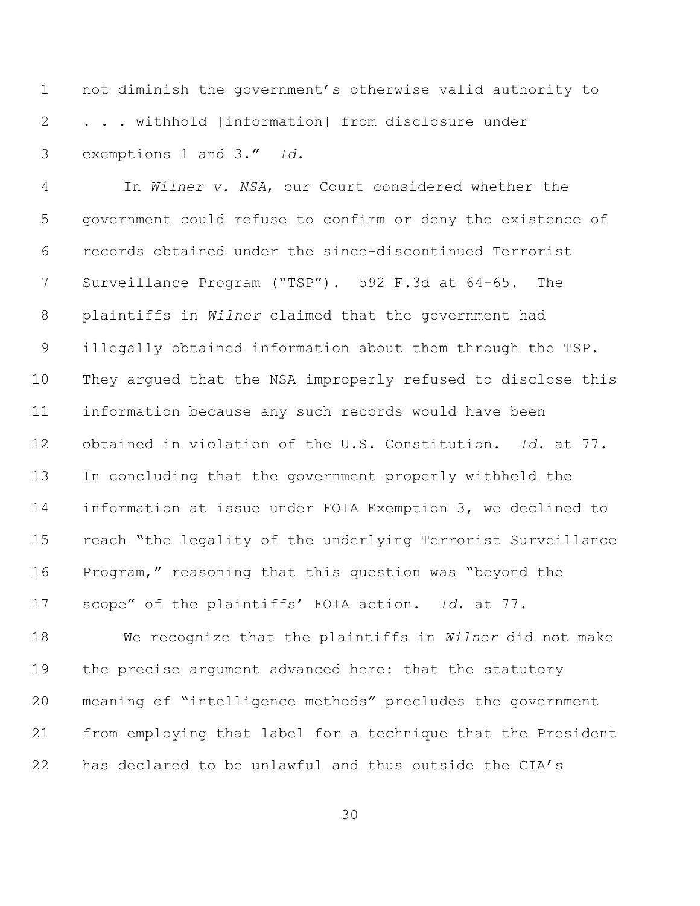not diminish the government's otherwise valid authority to . . . withhold [information] from disclosure under exemptions 1 and 3." *Id.*

In *Wilner v. NSA*, our Court considered whether the government could refuse to confirm or deny the existence of records obtained under the since-discontinued Terrorist Surveillance Program ("TSP"). 592 F.3d at 64–65. The plaintiffs in *Wilner* claimed that the government had illegally obtained information about them through the TSP. They argued that the NSA improperly refused to disclose this information because any such records would have been obtained in violation of the U.S. Constitution. *Id.* at 77. In concluding that the government properly withheld the information at issue under FOIA Exemption 3, we declined to reach "the legality of the underlying Terrorist Surveillance Program," reasoning that this question was "beyond the scope" of the plaintiffs' FOIA action. *Id.* at 77.

We recognize that the plaintiffs in *Wilner* did not make the precise argument advanced here: that the statutory meaning of "intelligence methods" precludes the government from employing that label for a technique that the President has declared to be unlawful and thus outside the CIA's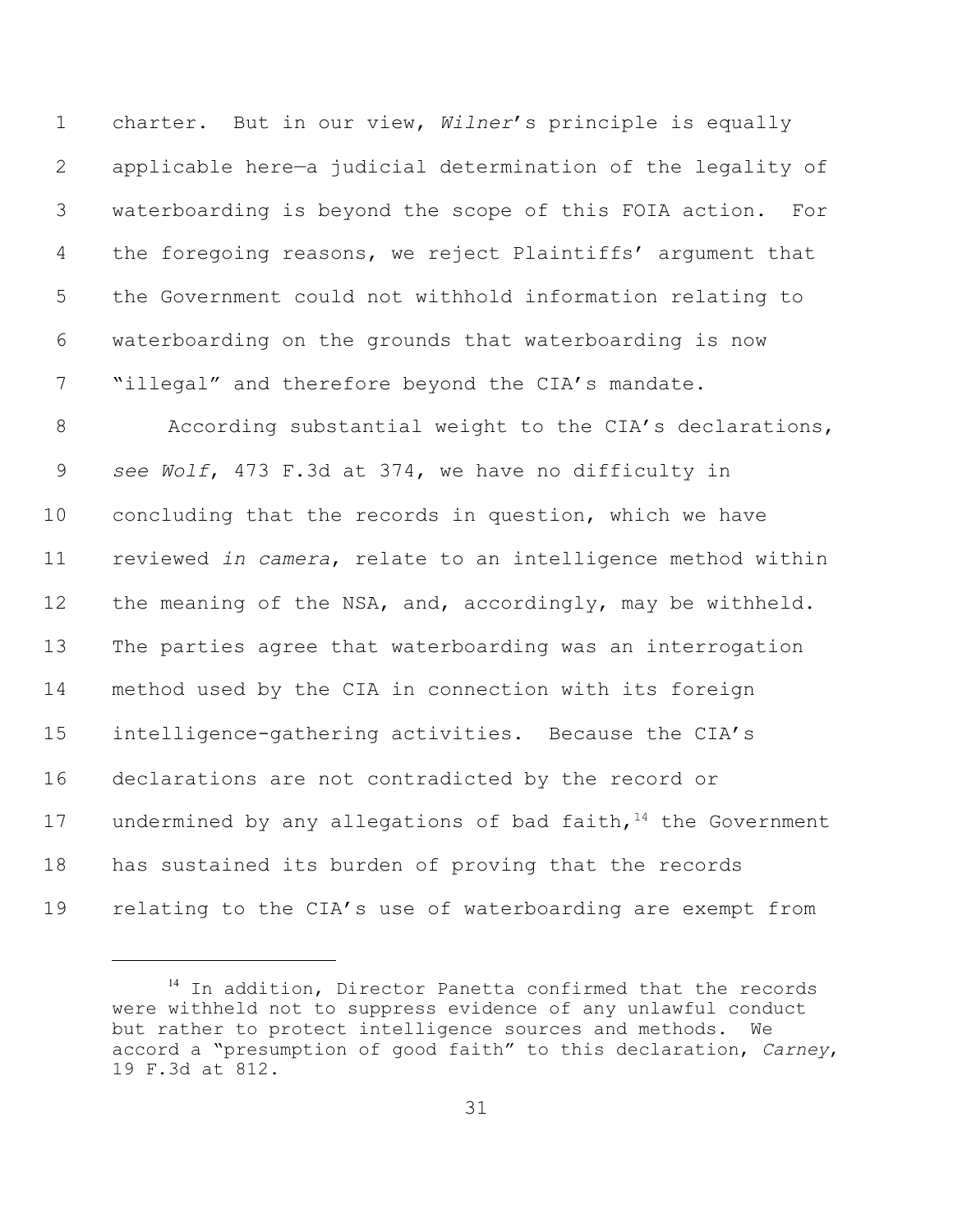charter. But in our view, *Wilner*'s principle is equally applicable here—a judicial determination of the legality of waterboarding is beyond the scope of this FOIA action. For the foregoing reasons, we reject Plaintiffs' argument that the Government could not withhold information relating to waterboarding on the grounds that waterboarding is now "illegal" and therefore beyond the CIA's mandate.

According substantial weight to the CIA's declarations, *see Wolf*, 473 F.3d at 374, we have no difficulty in concluding that the records in question, which we have reviewed *in camera*, relate to an intelligence method within the meaning of the NSA, and, accordingly, may be withheld. The parties agree that waterboarding was an interrogation method used by the CIA in connection with its foreign intelligence-gathering activities. Because the CIA's declarations are not contradicted by the record or undermined by any allegations of bad faith,[14] the Government has sustained its burden of proving that the records relating to the CIA's use of waterboarding are exempt from

[14] In addition, Director Panetta confirmed that the records were withheld not to suppress evidence of any unlawful conduct but rather to protect intelligence sources and methods. We accord a "presumption of good faith" to this declaration, *Carney*, 19 F.3d at 812.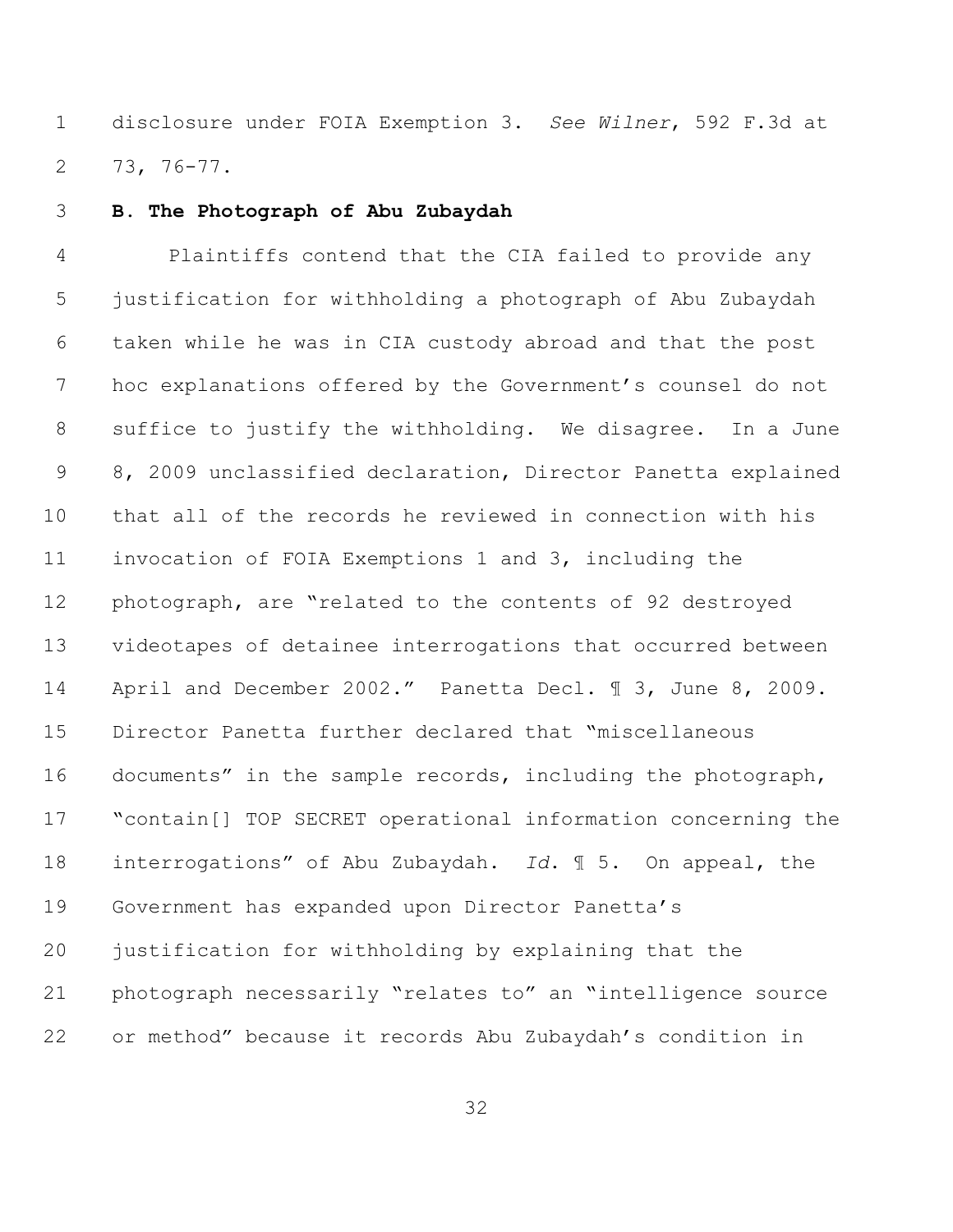disclosure under FOIA Exemption 3. *See Wilner*, 592 F.3d at 73, 76-77.

**B. The Photograph of Abu Zubaydah**

Plaintiffs contend that the CIA failed to provide any justification for withholding a photograph of Abu Zubaydah taken while he was in CIA custody abroad and that the post hoc explanations offered by the Government's counsel do not suffice to justify the withholding. We disagree. In a June 8, 2009 unclassified declaration, Director Panetta explained that all of the records he reviewed in connection with his invocation of FOIA Exemptions 1 and 3, including the photograph, are "related to the contents of 92 destroyed videotapes of detainee interrogations that occurred between April and December 2002." Panetta Decl. ¶ 3, June 8, 2009. Director Panetta further declared that "miscellaneous documents" in the sample records, including the photograph, "contain[] TOP SECRET operational information concerning the interrogations" of Abu Zubaydah. *Id.* ¶ 5. On appeal, the Government has expanded upon Director Panetta's justification for withholding by explaining that the photograph necessarily "relates to" an "intelligence source or method" because it records Abu Zubaydah's condition in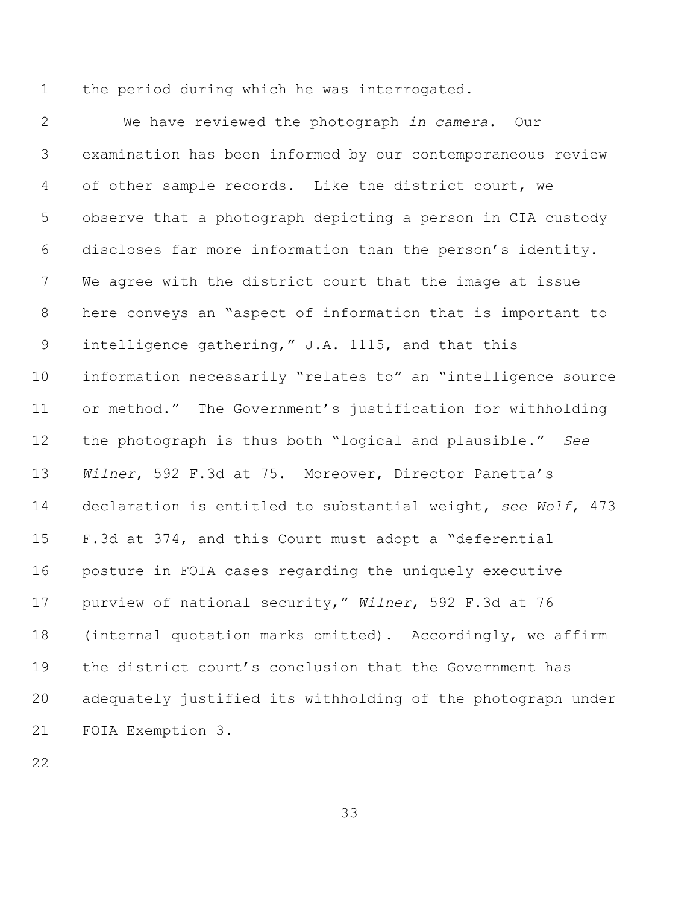the period during which he was interrogated.

We have reviewed the photograph *in camera*. Our examination has been informed by our contemporaneous review of other sample records. Like the district court, we observe that a photograph depicting a person in CIA custody discloses far more information than the person's identity. We agree with the district court that the image at issue here conveys an "aspect of information that is important to intelligence gathering," J.A. 1115, and that this information necessarily "relates to" an "intelligence source or method." The Government's justification for withholding the photograph is thus both "logical and plausible." *See Wilner*, 592 F.3d at 75. Moreover, Director Panetta's declaration is entitled to substantial weight, *see Wolf*, 473 F.3d at 374, and this Court must adopt a "deferential posture in FOIA cases regarding the uniquely executive purview of national security," *Wilner*, 592 F.3d at 76 (internal quotation marks omitted). Accordingly, we affirm the district court's conclusion that the Government has adequately justified its withholding of the photograph under FOIA Exemption 3.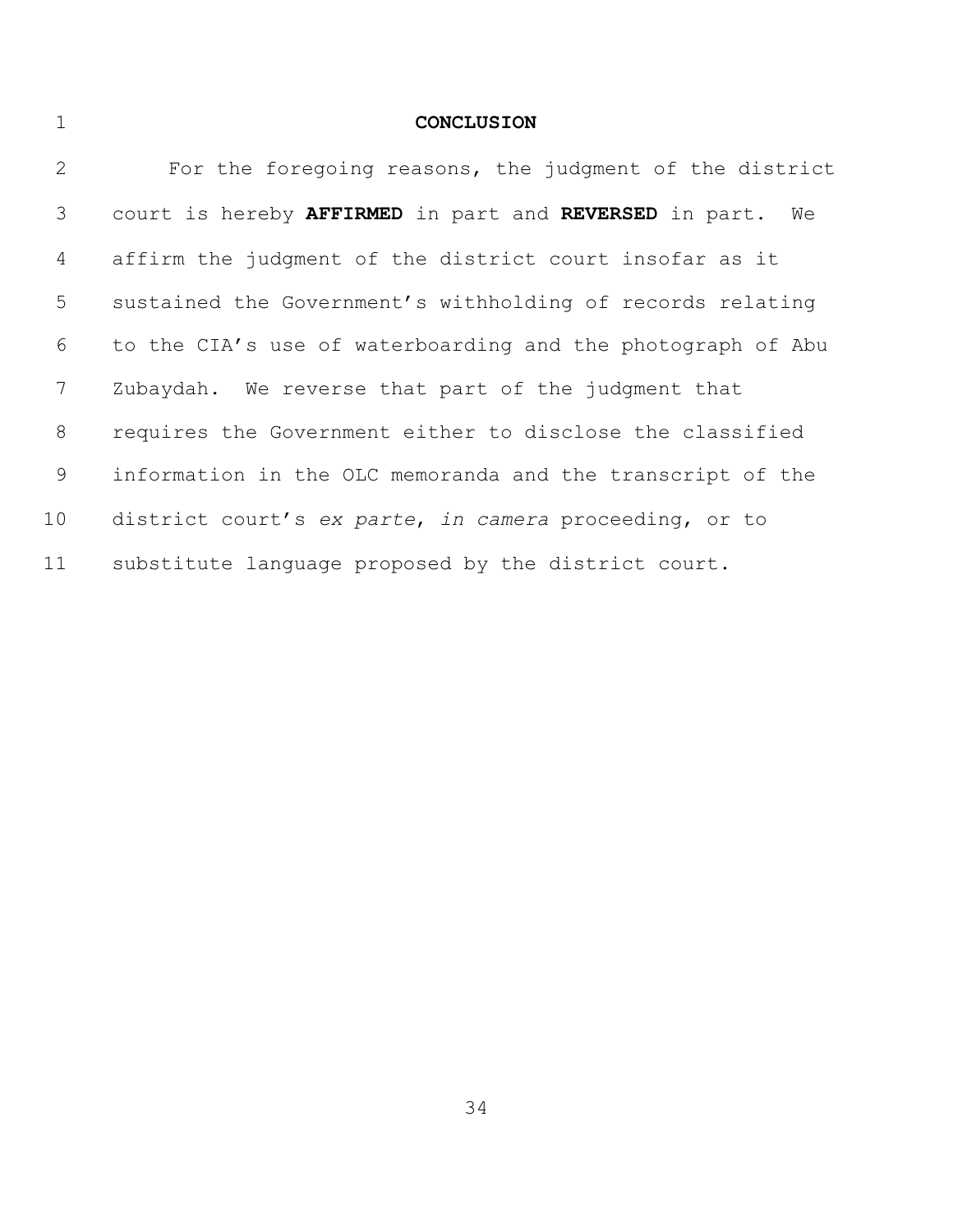## CONCLUSION

For the foregoing reasons, the judgment of the district court is hereby **AFFIRMED** in part and **REVERSED** in part. We affirm the judgment of the district court insofar as it sustained the Government's withholding of records relating to the CIA's use of waterboarding and the photograph of Abu Zubaydah. We reverse that part of the judgment that requires the Government either to disclose the classified information in the OLC memoranda and the transcript of the district court's *ex parte*, *in camera* proceeding, or to substitute language proposed by the district court.